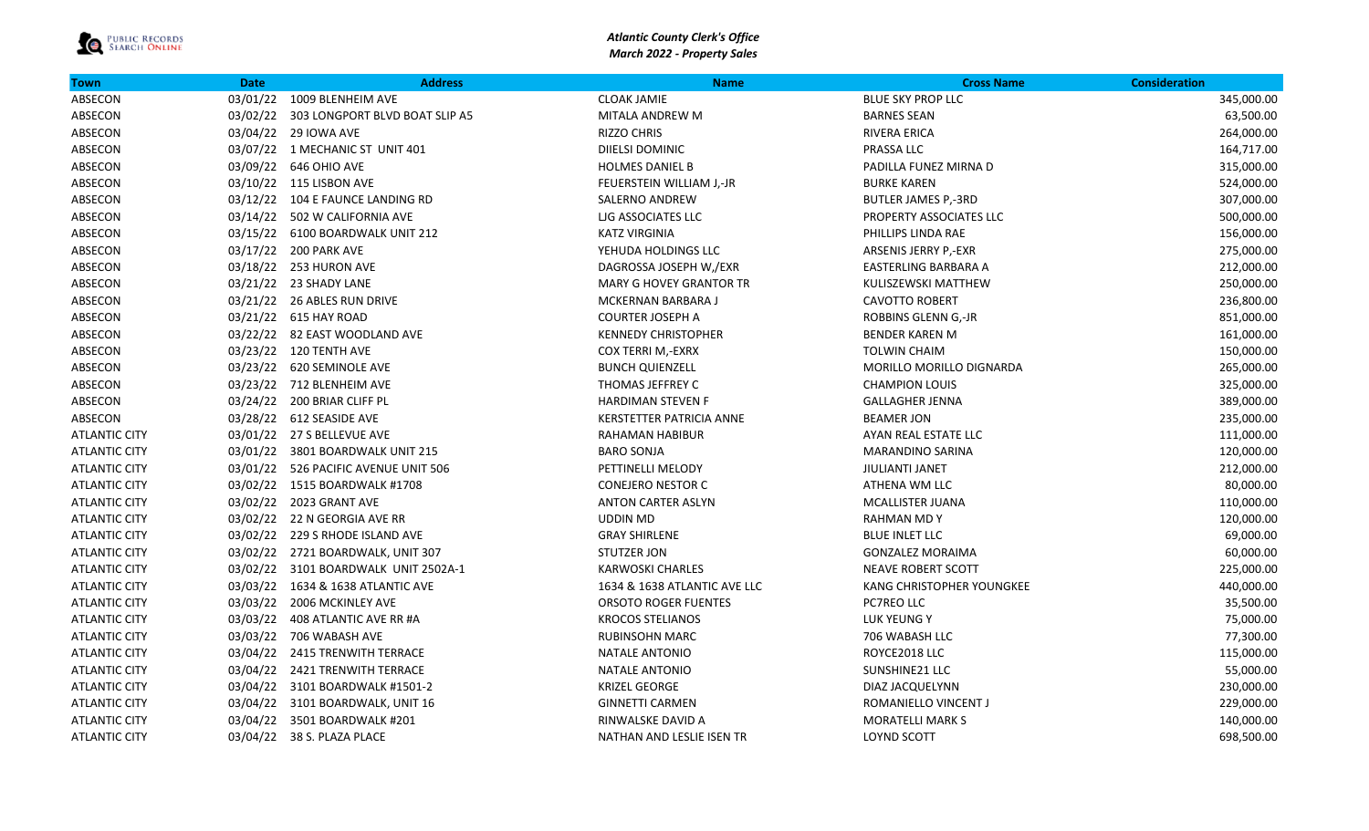*Atlantic County Clerk's Office*
*March 2022 - Property Sales*

| Town | Date | Address | Name | Cross Name | Consideration |
|---|---|---|---|---|---|
| ABSECON | 03/01/22 | 1009 BLENHEIM AVE | CLOAK JAMIE | BLUE SKY PROP LLC | 345,000.00 |
| ABSECON | 03/02/22 | 303 LONGPORT BLVD BOAT SLIP A5 | MITALA ANDREW M | BARNES SEAN | 63,500.00 |
| ABSECON | 03/04/22 | 29 IOWA AVE | RIZZO CHRIS | RIVERA ERICA | 264,000.00 |
| ABSECON | 03/07/22 | 1 MECHANIC ST UNIT 401 | DIIELSI DOMINIC | PRASSA LLC | 164,717.00 |
| ABSECON | 03/09/22 | 646 OHIO AVE | HOLMES DANIEL B | PADILLA FUNEZ MIRNA D | 315,000.00 |
| ABSECON | 03/10/22 | 115 LISBON AVE | FEUERSTEIN WILLIAM J,-JR | BURKE KAREN | 524,000.00 |
| ABSECON | 03/12/22 | 104 E FAUNCE LANDING RD | SALERNO ANDREW | BUTLER JAMES P,-3RD | 307,000.00 |
| ABSECON | 03/14/22 | 502 W CALIFORNIA AVE | LJG ASSOCIATES LLC | PROPERTY ASSOCIATES LLC | 500,000.00 |
| ABSECON | 03/15/22 | 6100 BOARDWALK UNIT 212 | KATZ VIRGINIA | PHILLIPS LINDA RAE | 156,000.00 |
| ABSECON | 03/17/22 | 200 PARK AVE | YEHUDA HOLDINGS LLC | ARSENIS JERRY P,-EXR | 275,000.00 |
| ABSECON | 03/18/22 | 253 HURON AVE | DAGROSSA JOSEPH W,/EXR | EASTERLING BARBARA A | 212,000.00 |
| ABSECON | 03/21/22 | 23 SHADY LANE | MARY G HOVEY GRANTOR TR | KULISZEWSKI MATTHEW | 250,000.00 |
| ABSECON | 03/21/22 | 26 ABLES RUN DRIVE | MCKERNAN BARBARA J | CAVOTTO ROBERT | 236,800.00 |
| ABSECON | 03/21/22 | 615 HAY ROAD | COURTER JOSEPH A | ROBBINS GLENN G,-JR | 851,000.00 |
| ABSECON | 03/22/22 | 82 EAST WOODLAND AVE | KENNEDY CHRISTOPHER | BENDER KAREN M | 161,000.00 |
| ABSECON | 03/23/22 | 120 TENTH AVE | COX TERRI M,-EXRX | TOLWIN CHAIM | 150,000.00 |
| ABSECON | 03/23/22 | 620 SEMINOLE AVE | BUNCH QUIENZELL | MORILLO MORILLO DIGNARDA | 265,000.00 |
| ABSECON | 03/23/22 | 712 BLENHEIM AVE | THOMAS JEFFREY C | CHAMPION LOUIS | 325,000.00 |
| ABSECON | 03/24/22 | 200 BRIAR CLIFF PL | HARDIMAN STEVEN F | GALLAGHER JENNA | 389,000.00 |
| ABSECON | 03/28/22 | 612 SEASIDE AVE | KERSTETTER PATRICIA ANNE | BEAMER JON | 235,000.00 |
| ATLANTIC CITY | 03/01/22 | 27 S BELLEVUE AVE | RAHAMAN HABIBUR | AYAN REAL ESTATE LLC | 111,000.00 |
| ATLANTIC CITY | 03/01/22 | 3801 BOARDWALK UNIT 215 | BARO SONJA | MARANDINO SARINA | 120,000.00 |
| ATLANTIC CITY | 03/01/22 | 526 PACIFIC AVENUE UNIT 506 | PETTINELLI MELODY | JIULIANTI JANET | 212,000.00 |
| ATLANTIC CITY | 03/02/22 | 1515 BOARDWALK #1708 | CONEJERO NESTOR C | ATHENA WM LLC | 80,000.00 |
| ATLANTIC CITY | 03/02/22 | 2023 GRANT AVE | ANTON CARTER ASLYN | MCALLISTER JUANA | 110,000.00 |
| ATLANTIC CITY | 03/02/22 | 22 N GEORGIA AVE RR | UDDIN MD | RAHMAN MD Y | 120,000.00 |
| ATLANTIC CITY | 03/02/22 | 229 S RHODE ISLAND AVE | GRAY SHIRLENE | BLUE INLET LLC | 69,000.00 |
| ATLANTIC CITY | 03/02/22 | 2721 BOARDWALK, UNIT 307 | STUTZER JON | GONZALEZ MORAIMA | 60,000.00 |
| ATLANTIC CITY | 03/02/22 | 3101 BOARDWALK UNIT 2502A-1 | KARWOSKI CHARLES | NEAVE ROBERT SCOTT | 225,000.00 |
| ATLANTIC CITY | 03/03/22 | 1634 & 1638 ATLANTIC AVE | 1634 & 1638 ATLANTIC AVE LLC | KANG CHRISTOPHER YOUNGKEE | 440,000.00 |
| ATLANTIC CITY | 03/03/22 | 2006 MCKINLEY AVE | ORSOTO ROGER FUENTES | PC7REO LLC | 35,500.00 |
| ATLANTIC CITY | 03/03/22 | 408 ATLANTIC AVE RR #A | KROCOS STELIANOS | LUK YEUNG Y | 75,000.00 |
| ATLANTIC CITY | 03/03/22 | 706 WABASH AVE | RUBINSOHN MARC | 706 WABASH LLC | 77,300.00 |
| ATLANTIC CITY | 03/04/22 | 2415 TRENWITH TERRACE | NATALE ANTONIO | ROYCE2018 LLC | 115,000.00 |
| ATLANTIC CITY | 03/04/22 | 2421 TRENWITH TERRACE | NATALE ANTONIO | SUNSHINE21 LLC | 55,000.00 |
| ATLANTIC CITY | 03/04/22 | 3101 BOARDWALK #1501-2 | KRIZEL GEORGE | DIAZ JACQUELYNN | 230,000.00 |
| ATLANTIC CITY | 03/04/22 | 3101 BOARDWALK, UNIT 16 | GINNETTI CARMEN | ROMANIELLO VINCENT J | 229,000.00 |
| ATLANTIC CITY | 03/04/22 | 3501 BOARDWALK #201 | RINWALSKE DAVID A | MORATELLI MARK S | 140,000.00 |
| ATLANTIC CITY | 03/04/22 | 38 S. PLAZA PLACE | NATHAN AND LESLIE ISEN TR | LOYND SCOTT | 698,500.00 |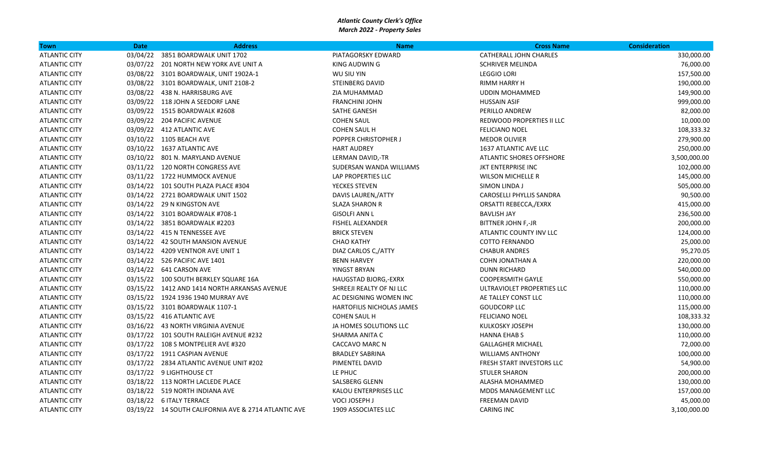***Atlantic County Clerk's Office***
***March 2022 - Property Sales***

| Town | Date | Address | Name | Cross Name | Consideration |
|---|---|---|---|---|---|
| ATLANTIC CITY | 03/04/22 | 3851 BOARDWALK UNIT 1702 | PIATAGORSKY EDWARD | CATHERALL JOHN CHARLES | 330,000.00 |
| ATLANTIC CITY | 03/07/22 | 201 NORTH NEW YORK AVE UNIT A | KING AUDWIN G | SCHRIVER MELINDA | 76,000.00 |
| ATLANTIC CITY | 03/08/22 | 3101 BOARDWALK, UNIT 1902A-1 | WU SIU YIN | LEGGIO LORI | 157,500.00 |
| ATLANTIC CITY | 03/08/22 | 3101 BOARDWALK, UNIT 2108-2 | STEINBERG DAVID | RIMM HARRY H | 190,000.00 |
| ATLANTIC CITY | 03/08/22 | 438 N. HARRISBURG AVE | ZIA MUHAMMAD | UDDIN MOHAMMED | 149,900.00 |
| ATLANTIC CITY | 03/09/22 | 118 JOHN A SEEDORF LANE | FRANCHINI JOHN | HUSSAIN ASIF | 999,000.00 |
| ATLANTIC CITY | 03/09/22 | 1515 BOARDWALK #2608 | SATHE GANESH | PERILLO ANDREW | 82,000.00 |
| ATLANTIC CITY | 03/09/22 | 204 PACIFIC AVENUE | COHEN SAUL | REDWOOD PROPERTIES II LLC | 10,000.00 |
| ATLANTIC CITY | 03/09/22 | 412 ATLANTIC AVE | COHEN SAUL H | FELICIANO NOEL | 108,333.32 |
| ATLANTIC CITY | 03/10/22 | 1105 BEACH AVE | POPPER CHRISTOPHER J | MEDOR OLIVIER | 279,900.00 |
| ATLANTIC CITY | 03/10/22 | 1637 ATLANTIC AVE | HART AUDREY | 1637 ATLANTIC AVE LLC | 250,000.00 |
| ATLANTIC CITY | 03/10/22 | 801 N. MARYLAND AVENUE | LERMAN DAVID,-TR | ATLANTIC SHORES OFFSHORE | 3,500,000.00 |
| ATLANTIC CITY | 03/11/22 | 120 NORTH CONGRESS AVE | SUDERSAN WANDA WILLIAMS | JKT ENTERPRISE INC | 102,000.00 |
| ATLANTIC CITY | 03/11/22 | 1722 HUMMOCK AVENUE | LAP PROPERTIES LLC | WILSON MICHELLE R | 145,000.00 |
| ATLANTIC CITY | 03/14/22 | 101 SOUTH PLAZA PLACE #304 | YECKES STEVEN | SIMON LINDA J | 505,000.00 |
| ATLANTIC CITY | 03/14/22 | 2721 BOARDWALK UNIT 1502 | DAVIS LAUREN,/ATTY | CAROSELLI PHYLLIS SANDRA | 90,500.00 |
| ATLANTIC CITY | 03/14/22 | 29 N KINGSTON AVE | SLAZA SHARON R | ORSATTI REBECCA,/EXRX | 415,000.00 |
| ATLANTIC CITY | 03/14/22 | 3101 BOARDWALK #708-1 | GISOLFI ANN L | BAVLISH JAY | 236,500.00 |
| ATLANTIC CITY | 03/14/22 | 3851 BOARDWALK #2203 | FISHEL ALEXANDER | BITTNER JOHN F,-JR | 200,000.00 |
| ATLANTIC CITY | 03/14/22 | 415 N TENNESSEE AVE | BRICK STEVEN | ATLANTIC COUNTY INV LLC | 124,000.00 |
| ATLANTIC CITY | 03/14/22 | 42 SOUTH MANSION AVENUE | CHAO KATHY | COTTO FERNANDO | 25,000.00 |
| ATLANTIC CITY | 03/14/22 | 4209 VENTNOR AVE UNIT 1 | DIAZ CARLOS C,/ATTY | CHABUR ANDRES | 95,270.05 |
| ATLANTIC CITY | 03/14/22 | 526 PACIFIC AVE 1401 | BENN HARVEY | COHN JONATHAN A | 220,000.00 |
| ATLANTIC CITY | 03/14/22 | 641 CARSON AVE | YINGST BRYAN | DUNN RICHARD | 540,000.00 |
| ATLANTIC CITY | 03/15/22 | 100 SOUTH BERKLEY SQUARE 16A | HAUGSTAD BJORG,-EXRX | COOPERSMITH GAYLE | 550,000.00 |
| ATLANTIC CITY | 03/15/22 | 1412 AND 1414 NORTH ARKANSAS AVENUE | SHREEJI REALTY OF NJ LLC | ULTRAVIOLET PROPERTIES LLC | 110,000.00 |
| ATLANTIC CITY | 03/15/22 | 1924 1936 1940 MURRAY AVE | AC DESIGNING WOMEN INC | AE TALLEY CONST LLC | 110,000.00 |
| ATLANTIC CITY | 03/15/22 | 3101 BOARDWALK 1107-1 | HARTOFILIS NICHOLAS JAMES | GOUDCORP LLC | 115,000.00 |
| ATLANTIC CITY | 03/15/22 | 416 ATLANTIC AVE | COHEN SAUL H | FELICIANO NOEL | 108,333.32 |
| ATLANTIC CITY | 03/16/22 | 43 NORTH VIRGINIA AVENUE | JA HOMES SOLUTIONS LLC | KULKOSKY JOSEPH | 130,000.00 |
| ATLANTIC CITY | 03/17/22 | 101 SOUTH RALEIGH AVENUE #232 | SHARMA ANITA C | HANNA EHAB S | 110,000.00 |
| ATLANTIC CITY | 03/17/22 | 108 S MONTPELIER AVE #320 | CACCAVO MARC N | GALLAGHER MICHAEL | 72,000.00 |
| ATLANTIC CITY | 03/17/22 | 1911 CASPIAN AVENUE | BRADLEY SABRINA | WILLIAMS ANTHONY | 100,000.00 |
| ATLANTIC CITY | 03/17/22 | 2834 ATLANTIC AVENUE UNIT #202 | PIMENTEL DAVID | FRESH START INVESTORS LLC | 54,900.00 |
| ATLANTIC CITY | 03/17/22 | 9 LIGHTHOUSE CT | LE PHUC | STULER SHARON | 200,000.00 |
| ATLANTIC CITY | 03/18/22 | 113 NORTH LACLEDE PLACE | SALSBERG GLENN | ALASHA MOHAMMED | 130,000.00 |
| ATLANTIC CITY | 03/18/22 | 519 NORTH INDIANA AVE | KALOU ENTERPRISES LLC | MDDS MANAGEMENT LLC | 157,000.00 |
| ATLANTIC CITY | 03/18/22 | 6 ITALY TERRACE | VOCI JOSEPH J | FREEMAN DAVID | 45,000.00 |
| ATLANTIC CITY | 03/19/22 | 14 SOUTH CALIFORNIA AVE & 2714 ATLANTIC AVE | 1909 ASSOCIATES LLC | CARING INC | 3,100,000.00 |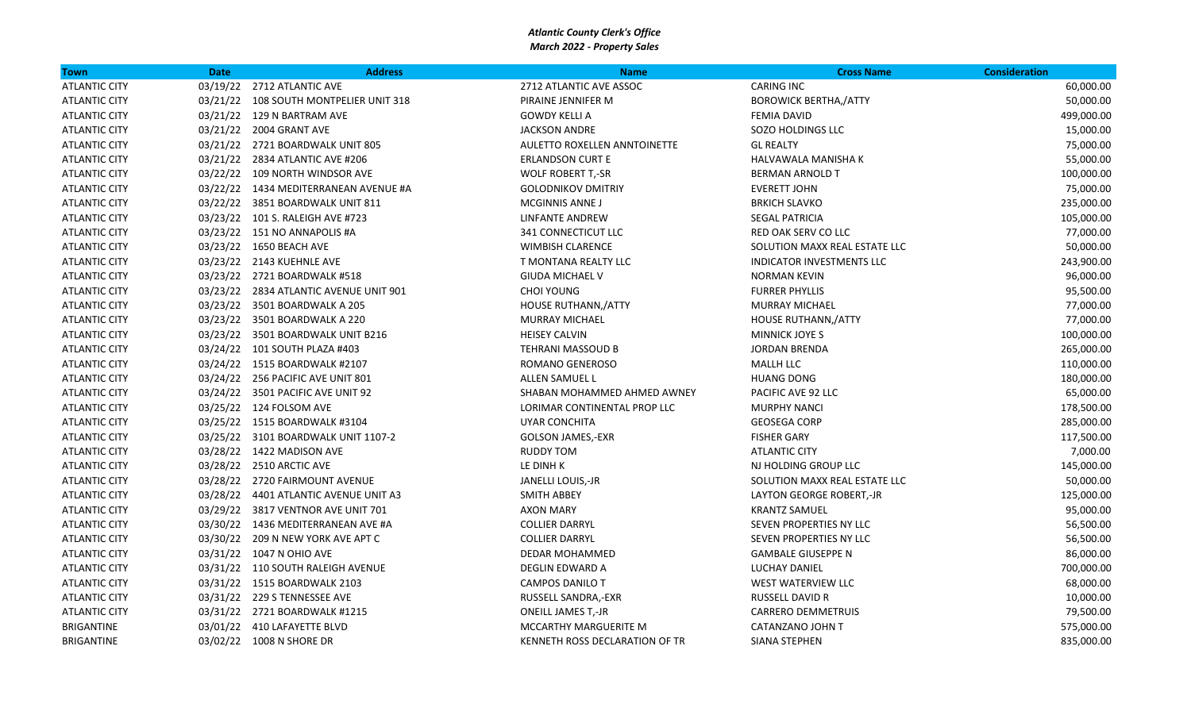***Atlantic County Clerk's Office***
***March 2022 - Property Sales***

| Town | Date | Address | Name | Cross Name | Consideration |
|---|---|---|---|---|---|
| ATLANTIC CITY | 03/19/22 | 2712 ATLANTIC AVE | 2712 ATLANTIC AVE ASSOC | CARING INC | 60,000.00 |
| ATLANTIC CITY | 03/21/22 | 108 SOUTH MONTPELIER UNIT 318 | PIRAINE JENNIFER M | BOROWICK BERTHA,/ATTY | 50,000.00 |
| ATLANTIC CITY | 03/21/22 | 129 N BARTRAM AVE | GOWDY KELLI A | FEMIA DAVID | 499,000.00 |
| ATLANTIC CITY | 03/21/22 | 2004 GRANT AVE | JACKSON ANDRE | SOZO HOLDINGS LLC | 15,000.00 |
| ATLANTIC CITY | 03/21/22 | 2721 BOARDWALK UNIT 805 | AULETTO ROXELLEN ANNTOINETTE | GL REALTY | 75,000.00 |
| ATLANTIC CITY | 03/21/22 | 2834 ATLANTIC AVE #206 | ERLANDSON CURT E | HALVAWALA MANISHA K | 55,000.00 |
| ATLANTIC CITY | 03/22/22 | 109 NORTH WINDSOR AVE | WOLF ROBERT T,-SR | BERMAN ARNOLD T | 100,000.00 |
| ATLANTIC CITY | 03/22/22 | 1434 MEDITERRANEAN AVENUE #A | GOLODNIKOV DMITRIY | EVERETT JOHN | 75,000.00 |
| ATLANTIC CITY | 03/22/22 | 3851 BOARDWALK UNIT 811 | MCGINNIS ANNE J | BRKICH SLAVKO | 235,000.00 |
| ATLANTIC CITY | 03/23/22 | 101 S. RALEIGH AVE #723 | LINFANTE ANDREW | SEGAL PATRICIA | 105,000.00 |
| ATLANTIC CITY | 03/23/22 | 151 NO ANNAPOLIS #A | 341 CONNECTICUT LLC | RED OAK SERV CO LLC | 77,000.00 |
| ATLANTIC CITY | 03/23/22 | 1650 BEACH AVE | WIMBISH CLARENCE | SOLUTION MAXX REAL ESTATE LLC | 50,000.00 |
| ATLANTIC CITY | 03/23/22 | 2143 KUEHNLE AVE | T MONTANA REALTY LLC | INDICATOR INVESTMENTS LLC | 243,900.00 |
| ATLANTIC CITY | 03/23/22 | 2721 BOARDWALK #518 | GIUDA MICHAEL V | NORMAN KEVIN | 96,000.00 |
| ATLANTIC CITY | 03/23/22 | 2834 ATLANTIC AVENUE UNIT 901 | CHOI YOUNG | FURRER PHYLLIS | 95,500.00 |
| ATLANTIC CITY | 03/23/22 | 3501 BOARDWALK A 205 | HOUSE RUTHANN,/ATTY | MURRAY MICHAEL | 77,000.00 |
| ATLANTIC CITY | 03/23/22 | 3501 BOARDWALK A 220 | MURRAY MICHAEL | HOUSE RUTHANN,/ATTY | 77,000.00 |
| ATLANTIC CITY | 03/23/22 | 3501 BOARDWALK UNIT B216 | HEISEY CALVIN | MINNICK JOYE S | 100,000.00 |
| ATLANTIC CITY | 03/24/22 | 101 SOUTH PLAZA #403 | TEHRANI MASSOUD B | JORDAN BRENDA | 265,000.00 |
| ATLANTIC CITY | 03/24/22 | 1515 BOARDWALK #2107 | ROMANO GENEROSO | MALLH LLC | 110,000.00 |
| ATLANTIC CITY | 03/24/22 | 256 PACIFIC AVE UNIT 801 | ALLEN SAMUEL L | HUANG DONG | 180,000.00 |
| ATLANTIC CITY | 03/24/22 | 3501 PACIFIC AVE UNIT 92 | SHABAN MOHAMMED AHMED AWNEY | PACIFIC AVE 92 LLC | 65,000.00 |
| ATLANTIC CITY | 03/25/22 | 124 FOLSOM AVE | LORIMAR CONTINENTAL PROP LLC | MURPHY NANCI | 178,500.00 |
| ATLANTIC CITY | 03/25/22 | 1515 BOARDWALK #3104 | UYAR CONCHITA | GEOSEGA CORP | 285,000.00 |
| ATLANTIC CITY | 03/25/22 | 3101 BOARDWALK UNIT 1107-2 | GOLSON JAMES,-EXR | FISHER GARY | 117,500.00 |
| ATLANTIC CITY | 03/28/22 | 1422 MADISON AVE | RUDDY TOM | ATLANTIC CITY | 7,000.00 |
| ATLANTIC CITY | 03/28/22 | 2510 ARCTIC AVE | LE DINH K | NJ HOLDING GROUP LLC | 145,000.00 |
| ATLANTIC CITY | 03/28/22 | 2720 FAIRMOUNT AVENUE | JANELLI LOUIS,-JR | SOLUTION MAXX REAL ESTATE LLC | 50,000.00 |
| ATLANTIC CITY | 03/28/22 | 4401 ATLANTIC AVENUE UNIT A3 | SMITH ABBEY | LAYTON GEORGE ROBERT,-JR | 125,000.00 |
| ATLANTIC CITY | 03/29/22 | 3817 VENTNOR AVE UNIT 701 | AXON MARY | KRANTZ SAMUEL | 95,000.00 |
| ATLANTIC CITY | 03/30/22 | 1436 MEDITERRANEAN AVE #A | COLLIER DARRYL | SEVEN PROPERTIES NY LLC | 56,500.00 |
| ATLANTIC CITY | 03/30/22 | 209 N NEW YORK AVE APT C | COLLIER DARRYL | SEVEN PROPERTIES NY LLC | 56,500.00 |
| ATLANTIC CITY | 03/31/22 | 1047 N OHIO AVE | DEDAR MOHAMMED | GAMBALE GIUSEPPE N | 86,000.00 |
| ATLANTIC CITY | 03/31/22 | 110 SOUTH RALEIGH AVENUE | DEGLIN EDWARD A | LUCHAY DANIEL | 700,000.00 |
| ATLANTIC CITY | 03/31/22 | 1515 BOARDWALK 2103 | CAMPOS DANILO T | WEST WATERVIEW LLC | 68,000.00 |
| ATLANTIC CITY | 03/31/22 | 229 S TENNESSEE AVE | RUSSELL SANDRA,-EXR | RUSSELL DAVID R | 10,000.00 |
| ATLANTIC CITY | 03/31/22 | 2721 BOARDWALK #1215 | ONEILL JAMES T,-JR | CARRERO DEMMETRUIS | 79,500.00 |
| BRIGANTINE | 03/01/22 | 410 LAFAYETTE BLVD | MCCARTHY MARGUERITE M | CATANZANO JOHN T | 575,000.00 |
| BRIGANTINE | 03/02/22 | 1008 N SHORE DR | KENNETH ROSS DECLARATION OF TR | SIANA STEPHEN | 835,000.00 |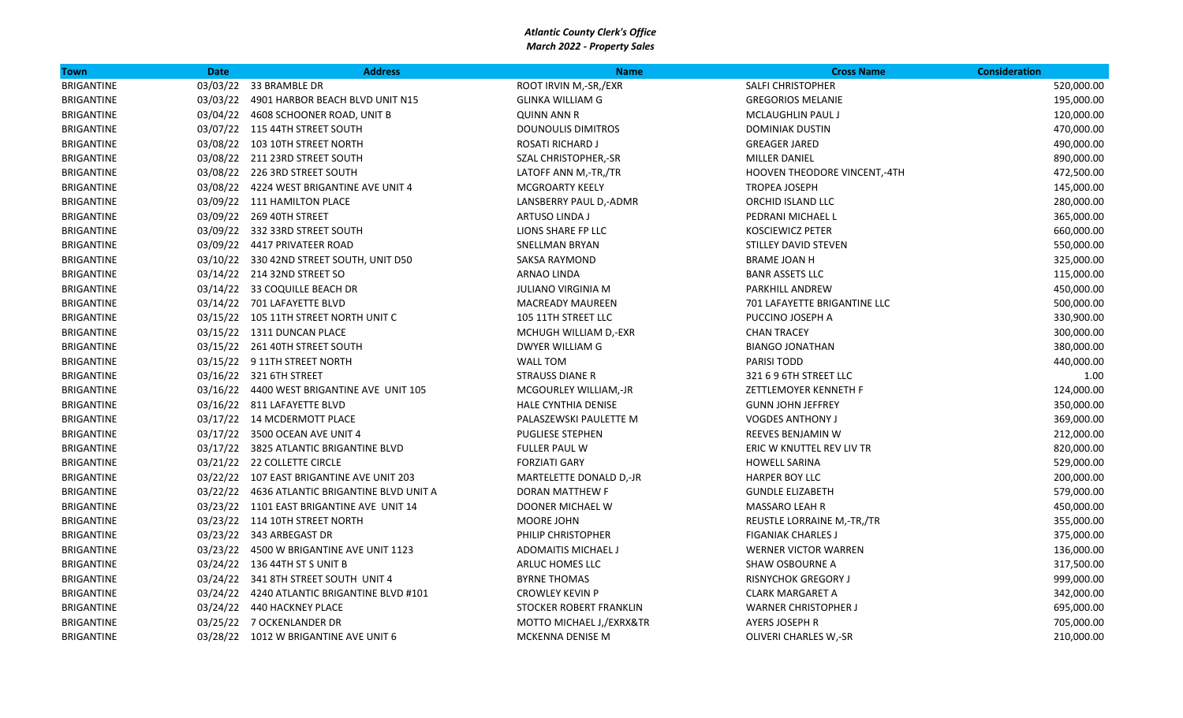***Atlantic County Clerk's Office***
***March 2022 - Property Sales***

| Town | Date | Address | Name | Cross Name | Consideration |
|---|---|---|---|---|---|
| BRIGANTINE | 03/03/22 | 33 BRAMBLE DR | ROOT IRVIN M,-SR,/EXR | SALFI CHRISTOPHER | 520,000.00 |
| BRIGANTINE | 03/03/22 | 4901 HARBOR BEACH BLVD UNIT N15 | GLINKA WILLIAM G | GREGORIOS MELANIE | 195,000.00 |
| BRIGANTINE | 03/04/22 | 4608 SCHOONER ROAD, UNIT B | QUINN ANN R | MCLAUGHLIN PAUL J | 120,000.00 |
| BRIGANTINE | 03/07/22 | 115 44TH STREET SOUTH | DOUNOULIS DIMITROS | DOMINIAK DUSTIN | 470,000.00 |
| BRIGANTINE | 03/08/22 | 103 10TH STREET NORTH | ROSATI RICHARD J | GREAGER JARED | 490,000.00 |
| BRIGANTINE | 03/08/22 | 211 23RD STREET SOUTH | SZAL CHRISTOPHER,-SR | MILLER DANIEL | 890,000.00 |
| BRIGANTINE | 03/08/22 | 226 3RD STREET SOUTH | LATOFF ANN M,-TR,/TR | HOOVEN THEODORE VINCENT,-4TH | 472,500.00 |
| BRIGANTINE | 03/08/22 | 4224 WEST BRIGANTINE AVE UNIT 4 | MCGROARTY KEELY | TROPEA JOSEPH | 145,000.00 |
| BRIGANTINE | 03/09/22 | 111 HAMILTON PLACE | LANSBERRY PAUL D,-ADMR | ORCHID ISLAND LLC | 280,000.00 |
| BRIGANTINE | 03/09/22 | 269 40TH STREET | ARTUSO LINDA J | PEDRANI MICHAEL L | 365,000.00 |
| BRIGANTINE | 03/09/22 | 332 33RD STREET SOUTH | LIONS SHARE FP LLC | KOSCIEWICZ PETER | 660,000.00 |
| BRIGANTINE | 03/09/22 | 4417 PRIVATEER ROAD | SNELLMAN BRYAN | STILLEY DAVID STEVEN | 550,000.00 |
| BRIGANTINE | 03/10/22 | 330 42ND STREET SOUTH, UNIT D50 | SAKSA RAYMOND | BRAME JOAN H | 325,000.00 |
| BRIGANTINE | 03/14/22 | 214 32ND STREET SO | ARNAO LINDA | BANR ASSETS LLC | 115,000.00 |
| BRIGANTINE | 03/14/22 | 33 COQUILLE BEACH DR | JULIANO VIRGINIA M | PARKHILL ANDREW | 450,000.00 |
| BRIGANTINE | 03/14/22 | 701 LAFAYETTE BLVD | MACREADY MAUREEN | 701 LAFAYETTE BRIGANTINE LLC | 500,000.00 |
| BRIGANTINE | 03/15/22 | 105 11TH STREET NORTH UNIT C | 105 11TH STREET LLC | PUCCINO JOSEPH A | 330,900.00 |
| BRIGANTINE | 03/15/22 | 1311 DUNCAN PLACE | MCHUGH WILLIAM D,-EXR | CHAN TRACEY | 300,000.00 |
| BRIGANTINE | 03/15/22 | 261 40TH STREET SOUTH | DWYER WILLIAM G | BIANGO JONATHAN | 380,000.00 |
| BRIGANTINE | 03/15/22 | 9 11TH STREET NORTH | WALL TOM | PARISI TODD | 440,000.00 |
| BRIGANTINE | 03/16/22 | 321 6TH STREET | STRAUSS DIANE R | 321 6 9 6TH STREET LLC | 1.00 |
| BRIGANTINE | 03/16/22 | 4400 WEST BRIGANTINE AVE UNIT 105 | MCGOURLEY WILLIAM,-JR | ZETTLEMOYER KENNETH F | 124,000.00 |
| BRIGANTINE | 03/16/22 | 811 LAFAYETTE BLVD | HALE CYNTHIA DENISE | GUNN JOHN JEFFREY | 350,000.00 |
| BRIGANTINE | 03/17/22 | 14 MCDERMOTT PLACE | PALASZEWSKI PAULETTE M | VOGDES ANTHONY J | 369,000.00 |
| BRIGANTINE | 03/17/22 | 3500 OCEAN AVE UNIT 4 | PUGLIESE STEPHEN | REEVES BENJAMIN W | 212,000.00 |
| BRIGANTINE | 03/17/22 | 3825 ATLANTIC BRIGANTINE BLVD | FULLER PAUL W | ERIC W KNUTTEL REV LIV TR | 820,000.00 |
| BRIGANTINE | 03/21/22 | 22 COLLETTE CIRCLE | FORZIATI GARY | HOWELL SARINA | 529,000.00 |
| BRIGANTINE | 03/22/22 | 107 EAST BRIGANTINE AVE UNIT 203 | MARTELETTE DONALD D,-JR | HARPER BOY LLC | 200,000.00 |
| BRIGANTINE | 03/22/22 | 4636 ATLANTIC BRIGANTINE BLVD UNIT A | DORAN MATTHEW F | GUNDLE ELIZABETH | 579,000.00 |
| BRIGANTINE | 03/23/22 | 1101 EAST BRIGANTINE AVE UNIT 14 | DOONER MICHAEL W | MASSARO LEAH R | 450,000.00 |
| BRIGANTINE | 03/23/22 | 114 10TH STREET NORTH | MOORE JOHN | REUSTLE LORRAINE M,-TR,/TR | 355,000.00 |
| BRIGANTINE | 03/23/22 | 343 ARBEGAST DR | PHILIP CHRISTOPHER | FIGANIAK CHARLES J | 375,000.00 |
| BRIGANTINE | 03/23/22 | 4500 W BRIGANTINE AVE UNIT 1123 | ADOMAITIS MICHAEL J | WERNER VICTOR WARREN | 136,000.00 |
| BRIGANTINE | 03/24/22 | 136 44TH ST S UNIT B | ARLUC HOMES LLC | SHAW OSBOURNE A | 317,500.00 |
| BRIGANTINE | 03/24/22 | 341 8TH STREET SOUTH UNIT 4 | BYRNE THOMAS | RISNYCHOK GREGORY J | 999,000.00 |
| BRIGANTINE | 03/24/22 | 4240 ATLANTIC BRIGANTINE BLVD #101 | CROWLEY KEVIN P | CLARK MARGARET A | 342,000.00 |
| BRIGANTINE | 03/24/22 | 440 HACKNEY PLACE | STOCKER ROBERT FRANKLIN | WARNER CHRISTOPHER J | 695,000.00 |
| BRIGANTINE | 03/25/22 | 7 OCKENLANDER DR | MOTTO MICHAEL J,/EXRX&TR | AYERS JOSEPH R | 705,000.00 |
| BRIGANTINE | 03/28/22 | 1012 W BRIGANTINE AVE UNIT 6 | MCKENNA DENISE M | OLIVERI CHARLES W,-SR | 210,000.00 |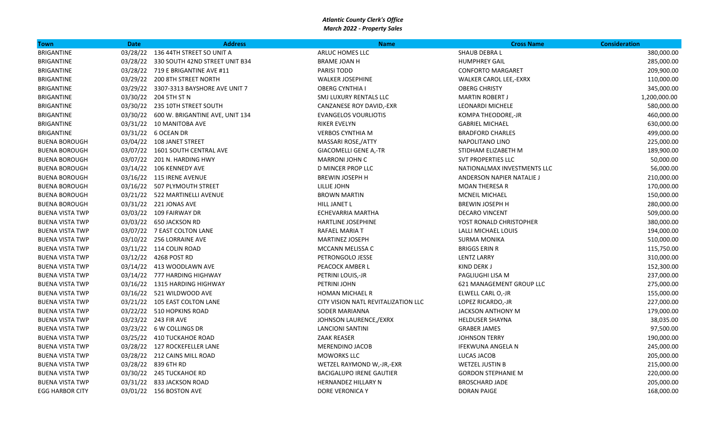*Atlantic County Clerk's Office*
*March 2022 - Property Sales*

| Town | Date | Address | Name | Cross Name | Consideration |
|---|---|---|---|---|---|
| BRIGANTINE | 03/28/22 | 136 44TH STREET SO UNIT A | ARLUC HOMES LLC | SHAUB DEBRA L | 380,000.00 |
| BRIGANTINE | 03/28/22 | 330 SOUTH 42ND STREET UNIT B34 | BRAME JOAN H | HUMPHREY GAIL | 285,000.00 |
| BRIGANTINE | 03/28/22 | 719 E BRIGANTINE AVE #11 | PARISI TODD | CONFORTO MARGARET | 209,900.00 |
| BRIGANTINE | 03/29/22 | 200 8TH STREET NORTH | WALKER JOSEPHINE | WALKER CAROL LEE,-EXRX | 110,000.00 |
| BRIGANTINE | 03/29/22 | 3307-3313 BAYSHORE AVE UNIT 7 | OBERG CYNTHIA I | OBERG CHRISTY | 345,000.00 |
| BRIGANTINE | 03/30/22 | 204 5TH ST N | SMJ LUXURY RENTALS LLC | MARTIN ROBERT J | 1,200,000.00 |
| BRIGANTINE | 03/30/22 | 235 10TH STREET SOUTH | CANZANESE ROY DAVID,-EXR | LEONARDI MICHELE | 580,000.00 |
| BRIGANTINE | 03/30/22 | 600 W. BRIGANTINE AVE, UNIT 134 | EVANGELOS VOURLIOTIS | KOMPA THEODORE,-JR | 460,000.00 |
| BRIGANTINE | 03/31/22 | 10 MANITOBA AVE | RIKER EVELYN | GABRIEL MICHAEL | 630,000.00 |
| BRIGANTINE | 03/31/22 | 6 OCEAN DR | VERBOS CYNTHIA M | BRADFORD CHARLES | 499,000.00 |
| BUENA BOROUGH | 03/04/22 | 108 JANET STREET | MASSARI ROSE,/ATTY | NAPOLITANO LINO | 225,000.00 |
| BUENA BOROUGH | 03/07/22 | 1601 SOUTH CENTRAL AVE | GIACOMELLI GENE A,-TR | STIDHAM ELIZABETH M | 189,900.00 |
| BUENA BOROUGH | 03/07/22 | 201 N. HARDING HWY | MARRONI JOHN C | SVT PROPERTIES LLC | 50,000.00 |
| BUENA BOROUGH | 03/14/22 | 106 KENNEDY AVE | D MINCER PROP LLC | NATIONALMAX INVESTMENTS LLC | 56,000.00 |
| BUENA BOROUGH | 03/16/22 | 115 IRENE AVENUE | BREWIN JOSEPH H | ANDERSON NAPIER NATALIE J | 210,000.00 |
| BUENA BOROUGH | 03/16/22 | 507 PLYMOUTH STREET | LILLIE JOHN | MOAN THERESA R | 170,000.00 |
| BUENA BOROUGH | 03/21/22 | 522 MARTINELLI AVENUE | BROWN MARTIN | MCNEIL MICHAEL | 150,000.00 |
| BUENA BOROUGH | 03/31/22 | 221 JONAS AVE | HILL JANET L | BREWIN JOSEPH H | 280,000.00 |
| BUENA VISTA TWP | 03/03/22 | 109 FAIRWAY DR | ECHEVARRIA MARTHA | DECARO VINCENT | 509,000.00 |
| BUENA VISTA TWP | 03/03/22 | 650 JACKSON RD | HARTLINE JOSEPHINE | YOST RONALD CHRISTOPHER | 380,000.00 |
| BUENA VISTA TWP | 03/07/22 | 7 EAST COLTON LANE | RAFAEL MARIA T | LALLI MICHAEL LOUIS | 194,000.00 |
| BUENA VISTA TWP | 03/10/22 | 256 LORRAINE AVE | MARTINEZ JOSEPH | SURMA MONIKA | 510,000.00 |
| BUENA VISTA TWP | 03/11/22 | 114 COLIN ROAD | MCCANN MELISSA C | BRIGGS ERIN R | 115,750.00 |
| BUENA VISTA TWP | 03/12/22 | 4268 POST RD | PETRONGOLO JESSE | LENTZ LARRY | 310,000.00 |
| BUENA VISTA TWP | 03/14/22 | 413 WOODLAWN AVE | PEACOCK AMBER L | KIND DERK J | 152,300.00 |
| BUENA VISTA TWP | 03/14/22 | 777 HARDING HIGHWAY | PETRINI LOUIS,-JR | PAGLIUGHI LISA M | 237,000.00 |
| BUENA VISTA TWP | 03/16/22 | 1315 HARDING HIGHWAY | PETRINI JOHN | 621 MANAGEMENT GROUP LLC | 275,000.00 |
| BUENA VISTA TWP | 03/16/22 | 521 WILDWOOD AVE | HOMAN MICHAEL R | ELWELL CARL O,-JR | 155,000.00 |
| BUENA VISTA TWP | 03/21/22 | 105 EAST COLTON LANE | CITY VISION NATL REVITALIZATION LLC | LOPEZ RICARDO,-JR | 227,000.00 |
| BUENA VISTA TWP | 03/22/22 | 510 HOPKINS ROAD | SODER MARIANNA | JACKSON ANTHONY M | 179,000.00 |
| BUENA VISTA TWP | 03/23/22 | 243 FIR AVE | JOHNSON LAURENCE,/EXRX | HELDUSER SHAYNA | 38,035.00 |
| BUENA VISTA TWP | 03/23/22 | 6 W COLLINGS DR | LANCIONI SANTINI | GRABER JAMES | 97,500.00 |
| BUENA VISTA TWP | 03/25/22 | 410 TUCKAHOE ROAD | ZAAK REASER | JOHNSON TERRY | 190,000.00 |
| BUENA VISTA TWP | 03/28/22 | 127 ROCKEFELLER LANE | MERENDINO JACOB | IFEKWUNA ANGELA N | 245,000.00 |
| BUENA VISTA TWP | 03/28/22 | 212 CAINS MILL ROAD | MOWORKS LLC | LUCAS JACOB | 205,000.00 |
| BUENA VISTA TWP | 03/28/22 | 839 6TH RD | WETZEL RAYMOND W,-JR,-EXR | WETZEL JUSTIN B | 215,000.00 |
| BUENA VISTA TWP | 03/30/22 | 245 TUCKAHOE RD | BACIGALUPO IRENE GAUTIER | GORDON STEPHANIE M | 220,000.00 |
| BUENA VISTA TWP | 03/31/22 | 833 JACKSON ROAD | HERNANDEZ HILLARY N | BROSCHARD JADE | 205,000.00 |
| EGG HARBOR CITY | 03/01/22 | 156 BOSTON AVE | DORE VERONICA Y | DORAN PAIGE | 168,000.00 |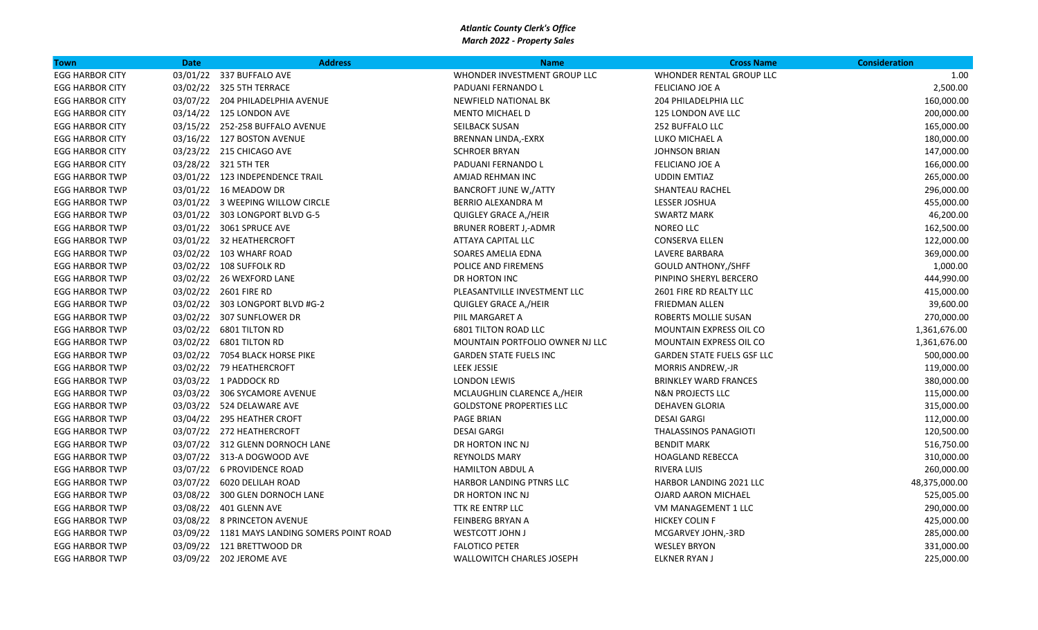***Atlantic County Clerk's Office***
***March 2022 - Property Sales***

| Town | Date | Address | Name | Cross Name | Consideration |
|---|---|---|---|---|---|
| EGG HARBOR CITY | 03/01/22 | 337 BUFFALO AVE | WHONDER INVESTMENT GROUP LLC | WHONDER RENTAL GROUP LLC | 1.00 |
| EGG HARBOR CITY | 03/02/22 | 325 5TH TERRACE | PADUANI FERNANDO L | FELICIANO JOE A | 2,500.00 |
| EGG HARBOR CITY | 03/07/22 | 204 PHILADELPHIA AVENUE | NEWFIELD NATIONAL BK | 204 PHILADELPHIA LLC | 160,000.00 |
| EGG HARBOR CITY | 03/14/22 | 125 LONDON AVE | MENTO MICHAEL D | 125 LONDON AVE LLC | 200,000.00 |
| EGG HARBOR CITY | 03/15/22 | 252-258 BUFFALO AVENUE | SEILBACK SUSAN | 252 BUFFALO LLC | 165,000.00 |
| EGG HARBOR CITY | 03/16/22 | 127 BOSTON AVENUE | BRENNAN LINDA,-EXRX | LUKO MICHAEL A | 180,000.00 |
| EGG HARBOR CITY | 03/23/22 | 215 CHICAGO AVE | SCHROER BRYAN | JOHNSON BRIAN | 147,000.00 |
| EGG HARBOR CITY | 03/28/22 | 321 5TH TER | PADUANI FERNANDO L | FELICIANO JOE A | 166,000.00 |
| EGG HARBOR TWP | 03/01/22 | 123 INDEPENDENCE TRAIL | AMJAD REHMAN INC | UDDIN EMTIAZ | 265,000.00 |
| EGG HARBOR TWP | 03/01/22 | 16 MEADOW DR | BANCROFT JUNE W,/ATTY | SHANTEAU RACHEL | 296,000.00 |
| EGG HARBOR TWP | 03/01/22 | 3 WEEPING WILLOW CIRCLE | BERRIO ALEXANDRA M | LESSER JOSHUA | 455,000.00 |
| EGG HARBOR TWP | 03/01/22 | 303 LONGPORT BLVD G-5 | QUIGLEY GRACE A,/HEIR | SWARTZ MARK | 46,200.00 |
| EGG HARBOR TWP | 03/01/22 | 3061 SPRUCE AVE | BRUNER ROBERT J,-ADMR | NOREO LLC | 162,500.00 |
| EGG HARBOR TWP | 03/01/22 | 32 HEATHERCROFT | ATTAYA CAPITAL LLC | CONSERVA ELLEN | 122,000.00 |
| EGG HARBOR TWP | 03/02/22 | 103 WHARF ROAD | SOARES AMELIA EDNA | LAVERE BARBARA | 369,000.00 |
| EGG HARBOR TWP | 03/02/22 | 108 SUFFOLK RD | POLICE AND FIREMENS | GOULD ANTHONY,/SHFF | 1,000.00 |
| EGG HARBOR TWP | 03/02/22 | 26 WEXFORD LANE | DR HORTON INC | PINPINO SHERYL BERCERO | 444,990.00 |
| EGG HARBOR TWP | 03/02/22 | 2601 FIRE RD | PLEASANTVILLE INVESTMENT LLC | 2601 FIRE RD REALTY LLC | 415,000.00 |
| EGG HARBOR TWP | 03/02/22 | 303 LONGPORT BLVD #G-2 | QUIGLEY GRACE A,/HEIR | FRIEDMAN ALLEN | 39,600.00 |
| EGG HARBOR TWP | 03/02/22 | 307 SUNFLOWER DR | PIIL MARGARET A | ROBERTS MOLLIE SUSAN | 270,000.00 |
| EGG HARBOR TWP | 03/02/22 | 6801 TILTON RD | 6801 TILTON ROAD LLC | MOUNTAIN EXPRESS OIL CO | 1,361,676.00 |
| EGG HARBOR TWP | 03/02/22 | 6801 TILTON RD | MOUNTAIN PORTFOLIO OWNER NJ LLC | MOUNTAIN EXPRESS OIL CO | 1,361,676.00 |
| EGG HARBOR TWP | 03/02/22 | 7054 BLACK HORSE PIKE | GARDEN STATE FUELS INC | GARDEN STATE FUELS GSF LLC | 500,000.00 |
| EGG HARBOR TWP | 03/02/22 | 79 HEATHERCROFT | LEEK JESSIE | MORRIS ANDREW,-JR | 119,000.00 |
| EGG HARBOR TWP | 03/03/22 | 1 PADDOCK RD | LONDON LEWIS | BRINKLEY WARD FRANCES | 380,000.00 |
| EGG HARBOR TWP | 03/03/22 | 306 SYCAMORE AVENUE | MCLAUGHLIN CLARENCE A,/HEIR | N&N PROJECTS LLC | 115,000.00 |
| EGG HARBOR TWP | 03/03/22 | 524 DELAWARE AVE | GOLDSTONE PROPERTIES LLC | DEHAVEN GLORIA | 315,000.00 |
| EGG HARBOR TWP | 03/04/22 | 295 HEATHER CROFT | PAGE BRIAN | DESAI GARGI | 112,000.00 |
| EGG HARBOR TWP | 03/07/22 | 272 HEATHERCROFT | DESAI GARGI | THALASSINOS PANAGIOTI | 120,500.00 |
| EGG HARBOR TWP | 03/07/22 | 312 GLENN DORNOCH LANE | DR HORTON INC NJ | BENDIT MARK | 516,750.00 |
| EGG HARBOR TWP | 03/07/22 | 313-A DOGWOOD AVE | REYNOLDS MARY | HOAGLAND REBECCA | 310,000.00 |
| EGG HARBOR TWP | 03/07/22 | 6 PROVIDENCE ROAD | HAMILTON ABDUL A | RIVERA LUIS | 260,000.00 |
| EGG HARBOR TWP | 03/07/22 | 6020 DELILAH ROAD | HARBOR LANDING PTNRS LLC | HARBOR LANDING 2021 LLC | 48,375,000.00 |
| EGG HARBOR TWP | 03/08/22 | 300 GLEN DORNOCH LANE | DR HORTON INC NJ | OJARD AARON MICHAEL | 525,005.00 |
| EGG HARBOR TWP | 03/08/22 | 401 GLENN AVE | TTK RE ENTRP LLC | VM MANAGEMENT 1 LLC | 290,000.00 |
| EGG HARBOR TWP | 03/08/22 | 8 PRINCETON AVENUE | FEINBERG BRYAN A | HICKEY COLIN F | 425,000.00 |
| EGG HARBOR TWP | 03/09/22 | 1181 MAYS LANDING SOMERS POINT ROAD | WESTCOTT JOHN J | MCGARVEY JOHN,-3RD | 285,000.00 |
| EGG HARBOR TWP | 03/09/22 | 121 BRETTWOOD DR | FALOTICO PETER | WESLEY BRYON | 331,000.00 |
| EGG HARBOR TWP | 03/09/22 | 202 JEROME AVE | WALLOWITCH CHARLES JOSEPH | ELKNER RYAN J | 225,000.00 |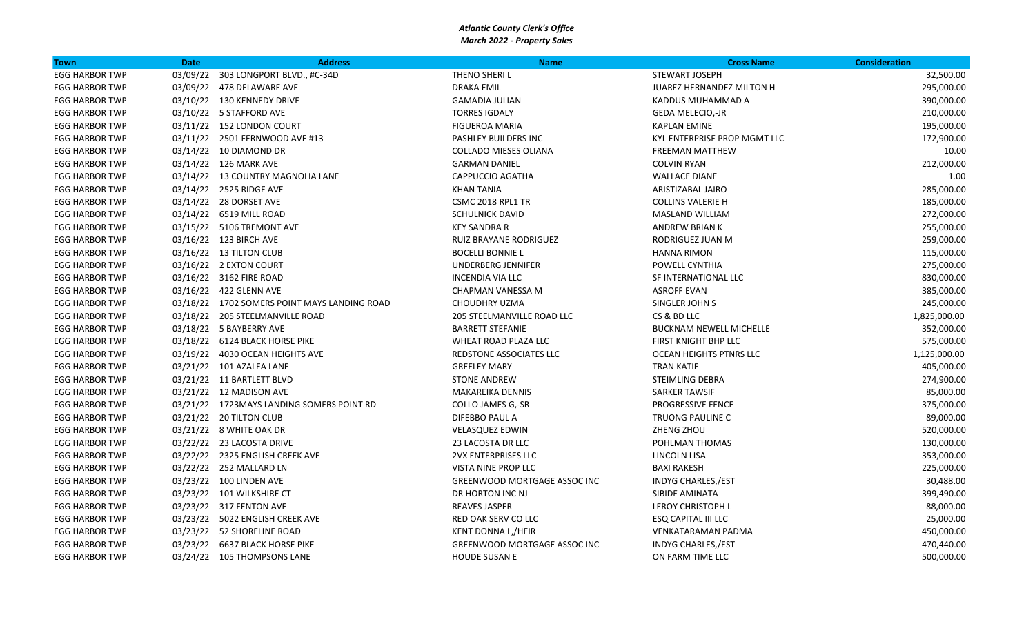*Atlantic County Clerk's Office*
*March 2022 - Property Sales*

| Town | Date | Address | Name | Cross Name | Consideration |
|---|---|---|---|---|---|
| EGG HARBOR TWP | 03/09/22 | 303 LONGPORT BLVD., #C-34D | THENO SHERI L | STEWART JOSEPH | 32,500.00 |
| EGG HARBOR TWP | 03/09/22 | 478 DELAWARE AVE | DRAKA EMIL | JUAREZ HERNANDEZ MILTON H | 295,000.00 |
| EGG HARBOR TWP | 03/10/22 | 130 KENNEDY DRIVE | GAMADIA JULIAN | KADDUS MUHAMMAD A | 390,000.00 |
| EGG HARBOR TWP | 03/10/22 | 5 STAFFORD AVE | TORRES IGDALY | GEDA MELECIO,-JR | 210,000.00 |
| EGG HARBOR TWP | 03/11/22 | 152 LONDON COURT | FIGUEROA MARIA | KAPLAN EMINE | 195,000.00 |
| EGG HARBOR TWP | 03/11/22 | 2501 FERNWOOD AVE #13 | PASHLEY BUILDERS INC | KYL ENTERPRISE PROP MGMT LLC | 172,900.00 |
| EGG HARBOR TWP | 03/14/22 | 10 DIAMOND DR | COLLADO MIESES OLIANA | FREEMAN MATTHEW | 10.00 |
| EGG HARBOR TWP | 03/14/22 | 126 MARK AVE | GARMAN DANIEL | COLVIN RYAN | 212,000.00 |
| EGG HARBOR TWP | 03/14/22 | 13 COUNTRY MAGNOLIA LANE | CAPPUCCIO AGATHA | WALLACE DIANE | 1.00 |
| EGG HARBOR TWP | 03/14/22 | 2525 RIDGE AVE | KHAN TANIA | ARISTIZABAL JAIRO | 285,000.00 |
| EGG HARBOR TWP | 03/14/22 | 28 DORSET AVE | CSMC 2018 RPL1 TR | COLLINS VALERIE H | 185,000.00 |
| EGG HARBOR TWP | 03/14/22 | 6519 MILL ROAD | SCHULNICK DAVID | MASLAND WILLIAM | 272,000.00 |
| EGG HARBOR TWP | 03/15/22 | 5106 TREMONT AVE | KEY SANDRA R | ANDREW BRIAN K | 255,000.00 |
| EGG HARBOR TWP | 03/16/22 | 123 BIRCH AVE | RUIZ BRAYANE RODRIGUEZ | RODRIGUEZ JUAN M | 259,000.00 |
| EGG HARBOR TWP | 03/16/22 | 13 TILTON CLUB | BOCELLI BONNIE L | HANNA RIMON | 115,000.00 |
| EGG HARBOR TWP | 03/16/22 | 2 EXTON COURT | UNDERBERG JENNIFER | POWELL CYNTHIA | 275,000.00 |
| EGG HARBOR TWP | 03/16/22 | 3162 FIRE ROAD | INCENDIA VIA LLC | SF INTERNATIONAL LLC | 830,000.00 |
| EGG HARBOR TWP | 03/16/22 | 422 GLENN AVE | CHAPMAN VANESSA M | ASROFF EVAN | 385,000.00 |
| EGG HARBOR TWP | 03/18/22 | 1702 SOMERS POINT MAYS LANDING ROAD | CHOUDHRY UZMA | SINGLER JOHN S | 245,000.00 |
| EGG HARBOR TWP | 03/18/22 | 205 STEELMANVILLE ROAD | 205 STEELMANVILLE ROAD LLC | CS & BD LLC | 1,825,000.00 |
| EGG HARBOR TWP | 03/18/22 | 5 BAYBERRY AVE | BARRETT STEFANIE | BUCKNAM NEWELL MICHELLE | 352,000.00 |
| EGG HARBOR TWP | 03/18/22 | 6124 BLACK HORSE PIKE | WHEAT ROAD PLAZA LLC | FIRST KNIGHT BHP LLC | 575,000.00 |
| EGG HARBOR TWP | 03/19/22 | 4030 OCEAN HEIGHTS AVE | REDSTONE ASSOCIATES LLC | OCEAN HEIGHTS PTNRS LLC | 1,125,000.00 |
| EGG HARBOR TWP | 03/21/22 | 101 AZALEA LANE | GREELEY MARY | TRAN KATIE | 405,000.00 |
| EGG HARBOR TWP | 03/21/22 | 11 BARTLETT BLVD | STONE ANDREW | STEIMLING DEBRA | 274,900.00 |
| EGG HARBOR TWP | 03/21/22 | 12 MADISON AVE | MAKAREIKA DENNIS | SARKER TAWSIF | 85,000.00 |
| EGG HARBOR TWP | 03/21/22 | 1723MAYS LANDING SOMERS POINT RD | COLLO JAMES G,-SR | PROGRESSIVE FENCE | 375,000.00 |
| EGG HARBOR TWP | 03/21/22 | 20 TILTON CLUB | DIFEBBO PAUL A | TRUONG PAULINE C | 89,000.00 |
| EGG HARBOR TWP | 03/21/22 | 8 WHITE OAK DR | VELASQUEZ EDWIN | ZHENG ZHOU | 520,000.00 |
| EGG HARBOR TWP | 03/22/22 | 23 LACOSTA DRIVE | 23 LACOSTA DR LLC | POHLMAN THOMAS | 130,000.00 |
| EGG HARBOR TWP | 03/22/22 | 2325 ENGLISH CREEK AVE | 2VX ENTERPRISES LLC | LINCOLN LISA | 353,000.00 |
| EGG HARBOR TWP | 03/22/22 | 252 MALLARD LN | VISTA NINE PROP LLC | BAXI RAKESH | 225,000.00 |
| EGG HARBOR TWP | 03/23/22 | 100 LINDEN AVE | GREENWOOD MORTGAGE ASSOC INC | INDYG CHARLES,/EST | 30,488.00 |
| EGG HARBOR TWP | 03/23/22 | 101 WILKSHIRE CT | DR HORTON INC NJ | SIBIDE AMINATA | 399,490.00 |
| EGG HARBOR TWP | 03/23/22 | 317 FENTON AVE | REAVES JASPER | LEROY CHRISTOPH L | 88,000.00 |
| EGG HARBOR TWP | 03/23/22 | 5022 ENGLISH CREEK AVE | RED OAK SERV CO LLC | ESQ CAPITAL III LLC | 25,000.00 |
| EGG HARBOR TWP | 03/23/22 | 52 SHORELINE ROAD | KENT DONNA L,/HEIR | VENKATARAMAN PADMA | 450,000.00 |
| EGG HARBOR TWP | 03/23/22 | 6637 BLACK HORSE PIKE | GREENWOOD MORTGAGE ASSOC INC | INDYG CHARLES,/EST | 470,440.00 |
| EGG HARBOR TWP | 03/24/22 | 105 THOMPSONS LANE | HOUDE SUSAN E | ON FARM TIME LLC | 500,000.00 |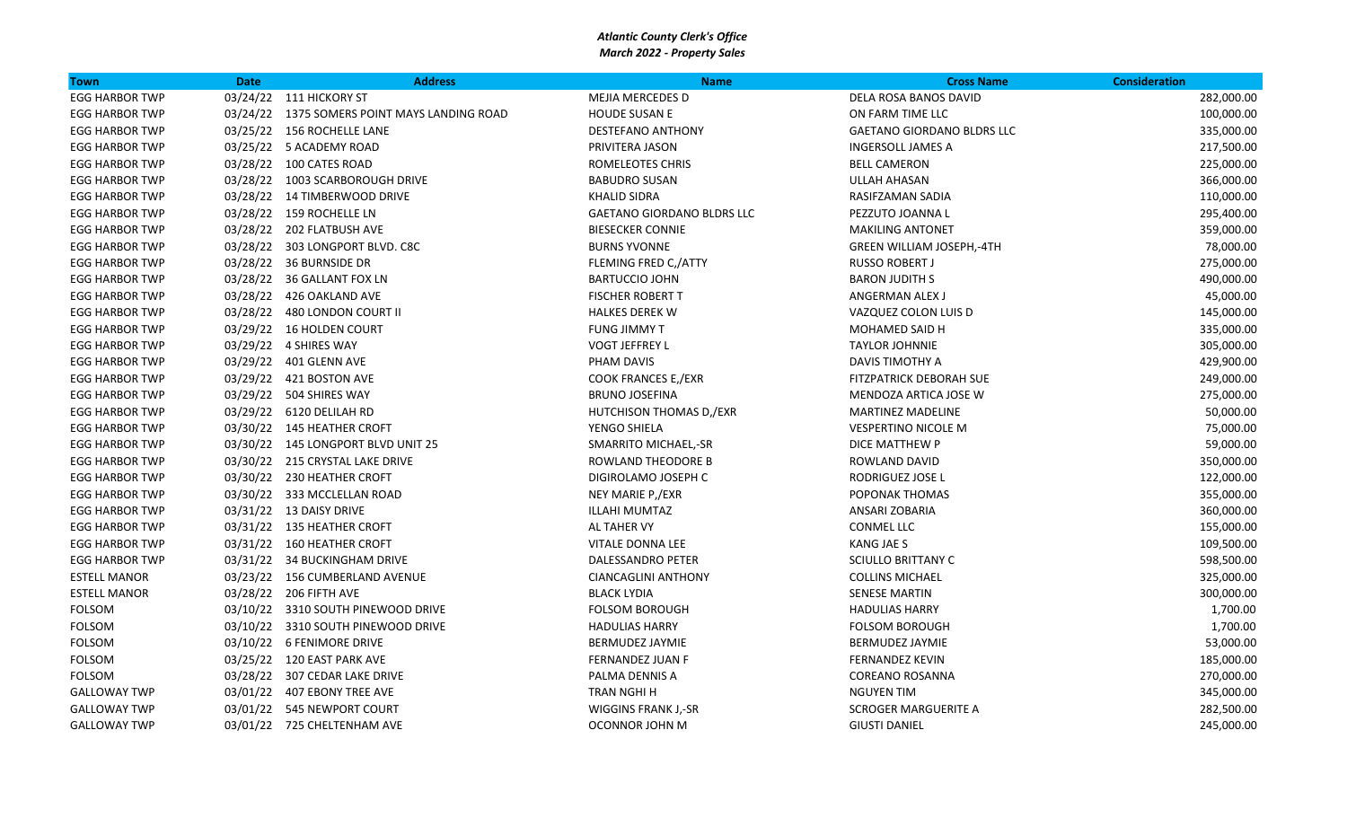*Atlantic County Clerk's Office*
*March 2022 - Property Sales*

| Town | Date | Address | Name | Cross Name | Consideration |
|---|---|---|---|---|---|
| EGG HARBOR TWP | 03/24/22 | 111 HICKORY ST | MEJIA MERCEDES D | DELA ROSA BANOS DAVID | 282,000.00 |
| EGG HARBOR TWP | 03/24/22 | 1375 SOMERS POINT MAYS LANDING ROAD | HOUDE SUSAN E | ON FARM TIME LLC | 100,000.00 |
| EGG HARBOR TWP | 03/25/22 | 156 ROCHELLE LANE | DESTEFANO ANTHONY | GAETANO GIORDANO BLDRS LLC | 335,000.00 |
| EGG HARBOR TWP | 03/25/22 | 5 ACADEMY ROAD | PRIVITERA JASON | INGERSOLL JAMES A | 217,500.00 |
| EGG HARBOR TWP | 03/28/22 | 100 CATES ROAD | ROMELEOTES CHRIS | BELL CAMERON | 225,000.00 |
| EGG HARBOR TWP | 03/28/22 | 1003 SCARBOROUGH DRIVE | BABUDRO SUSAN | ULLAH AHASAN | 366,000.00 |
| EGG HARBOR TWP | 03/28/22 | 14 TIMBERWOOD DRIVE | KHALID SIDRA | RASIFZAMAN SADIA | 110,000.00 |
| EGG HARBOR TWP | 03/28/22 | 159 ROCHELLE LN | GAETANO GIORDANO BLDRS LLC | PEZZUTO JOANNA L | 295,400.00 |
| EGG HARBOR TWP | 03/28/22 | 202 FLATBUSH AVE | BIESECKER CONNIE | MAKILING ANTONET | 359,000.00 |
| EGG HARBOR TWP | 03/28/22 | 303 LONGPORT BLVD. C8C | BURNS YVONNE | GREEN WILLIAM JOSEPH,-4TH | 78,000.00 |
| EGG HARBOR TWP | 03/28/22 | 36 BURNSIDE DR | FLEMING FRED C,/ATTY | RUSSO ROBERT J | 275,000.00 |
| EGG HARBOR TWP | 03/28/22 | 36 GALLANT FOX LN | BARTUCCIO JOHN | BARON JUDITH S | 490,000.00 |
| EGG HARBOR TWP | 03/28/22 | 426 OAKLAND AVE | FISCHER ROBERT T | ANGERMAN ALEX J | 45,000.00 |
| EGG HARBOR TWP | 03/28/22 | 480 LONDON COURT II | HALKES DEREK W | VAZQUEZ COLON LUIS D | 145,000.00 |
| EGG HARBOR TWP | 03/29/22 | 16 HOLDEN COURT | FUNG JIMMY T | MOHAMED SAID H | 335,000.00 |
| EGG HARBOR TWP | 03/29/22 | 4 SHIRES WAY | VOGT JEFFREY L | TAYLOR JOHNNIE | 305,000.00 |
| EGG HARBOR TWP | 03/29/22 | 401 GLENN AVE | PHAM DAVIS | DAVIS TIMOTHY A | 429,900.00 |
| EGG HARBOR TWP | 03/29/22 | 421 BOSTON AVE | COOK FRANCES E,/EXR | FITZPATRICK DEBORAH SUE | 249,000.00 |
| EGG HARBOR TWP | 03/29/22 | 504 SHIRES WAY | BRUNO JOSEFINA | MENDOZA ARTICA JOSE W | 275,000.00 |
| EGG HARBOR TWP | 03/29/22 | 6120 DELILAH RD | HUTCHISON THOMAS D,/EXR | MARTINEZ MADELINE | 50,000.00 |
| EGG HARBOR TWP | 03/30/22 | 145 HEATHER CROFT | YENGO SHIELA | VESPERTINO NICOLE M | 75,000.00 |
| EGG HARBOR TWP | 03/30/22 | 145 LONGPORT BLVD UNIT 25 | SMARRITO MICHAEL,-SR | DICE MATTHEW P | 59,000.00 |
| EGG HARBOR TWP | 03/30/22 | 215 CRYSTAL LAKE DRIVE | ROWLAND THEODORE B | ROWLAND DAVID | 350,000.00 |
| EGG HARBOR TWP | 03/30/22 | 230 HEATHER CROFT | DIGIROLAMO JOSEPH C | RODRIGUEZ JOSE L | 122,000.00 |
| EGG HARBOR TWP | 03/30/22 | 333 MCCLELLAN ROAD | NEY MARIE P,/EXR | POPONAK THOMAS | 355,000.00 |
| EGG HARBOR TWP | 03/31/22 | 13 DAISY DRIVE | ILLAHI MUMTAZ | ANSARI ZOBARIA | 360,000.00 |
| EGG HARBOR TWP | 03/31/22 | 135 HEATHER CROFT | AL TAHER VY | CONMEL LLC | 155,000.00 |
| EGG HARBOR TWP | 03/31/22 | 160 HEATHER CROFT | VITALE DONNA LEE | KANG JAE S | 109,500.00 |
| EGG HARBOR TWP | 03/31/22 | 34 BUCKINGHAM DRIVE | DALESSANDRO PETER | SCIULLO BRITTANY C | 598,500.00 |
| ESTELL MANOR | 03/23/22 | 156 CUMBERLAND AVENUE | CIANCAGLINI ANTHONY | COLLINS MICHAEL | 325,000.00 |
| ESTELL MANOR | 03/28/22 | 206 FIFTH AVE | BLACK LYDIA | SENESE MARTIN | 300,000.00 |
| FOLSOM | 03/10/22 | 3310 SOUTH PINEWOOD DRIVE | FOLSOM BOROUGH | HADULIAS HARRY | 1,700.00 |
| FOLSOM | 03/10/22 | 3310 SOUTH PINEWOOD DRIVE | HADULIAS HARRY | FOLSOM BOROUGH | 1,700.00 |
| FOLSOM | 03/10/22 | 6 FENIMORE DRIVE | BERMUDEZ JAYMIE | BERMUDEZ JAYMIE | 53,000.00 |
| FOLSOM | 03/25/22 | 120 EAST PARK AVE | FERNANDEZ JUAN F | FERNANDEZ KEVIN | 185,000.00 |
| FOLSOM | 03/28/22 | 307 CEDAR LAKE DRIVE | PALMA DENNIS A | COREANO ROSANNA | 270,000.00 |
| GALLOWAY TWP | 03/01/22 | 407 EBONY TREE AVE | TRAN NGHI H | NGUYEN TIM | 345,000.00 |
| GALLOWAY TWP | 03/01/22 | 545 NEWPORT COURT | WIGGINS FRANK J,-SR | SCROGER MARGUERITE A | 282,500.00 |
| GALLOWAY TWP | 03/01/22 | 725 CHELTENHAM AVE | OCONNOR JOHN M | GIUSTI DANIEL | 245,000.00 |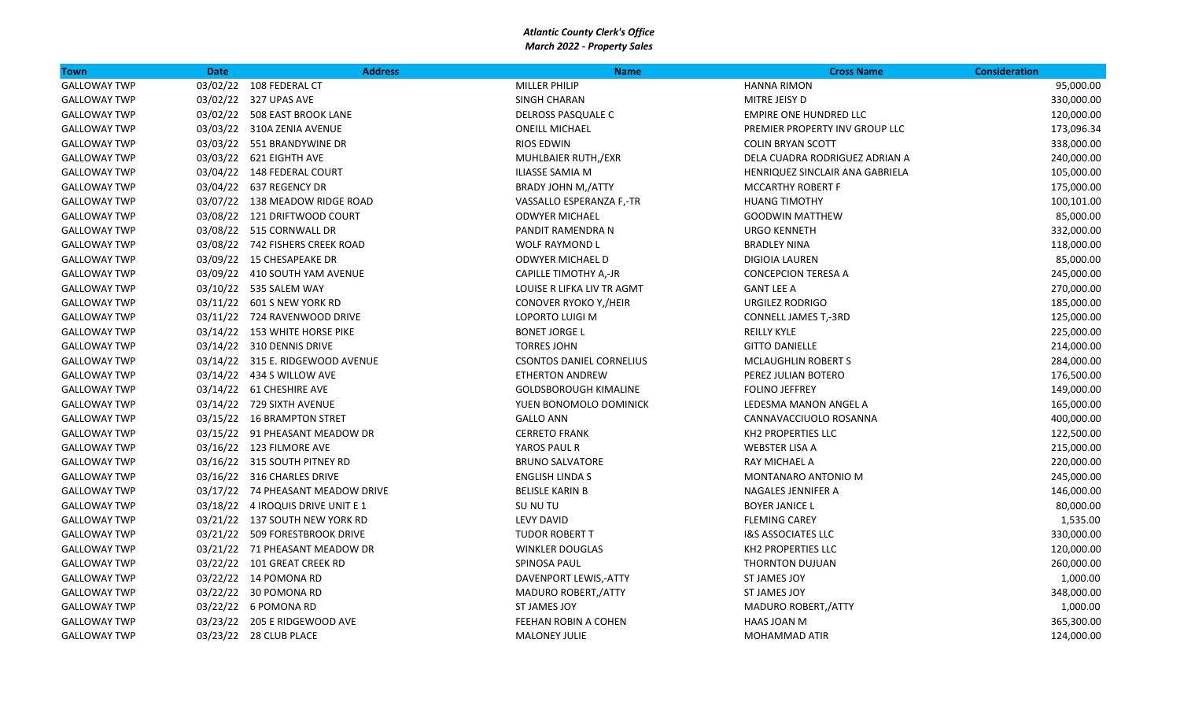***Atlantic County Clerk's Office***
***March 2022 - Property Sales***

| Town | Date | Address | Name | Cross Name | Consideration |
|---|---|---|---|---|---|
| GALLOWAY TWP | 03/02/22 | 108 FEDERAL CT | MILLER PHILIP | HANNA RIMON | 95,000.00 |
| GALLOWAY TWP | 03/02/22 | 327 UPAS AVE | SINGH CHARAN | MITRE JEISY D | 330,000.00 |
| GALLOWAY TWP | 03/02/22 | 508 EAST BROOK LANE | DELROSS PASQUALE C | EMPIRE ONE HUNDRED LLC | 120,000.00 |
| GALLOWAY TWP | 03/03/22 | 310A ZENIA AVENUE | ONEILL MICHAEL | PREMIER PROPERTY INV GROUP LLC | 173,096.34 |
| GALLOWAY TWP | 03/03/22 | 551 BRANDYWINE DR | RIOS EDWIN | COLIN BRYAN SCOTT | 338,000.00 |
| GALLOWAY TWP | 03/03/22 | 621 EIGHTH AVE | MUHLBAIER RUTH,/EXR | DELA CUADRA RODRIGUEZ ADRIAN A | 240,000.00 |
| GALLOWAY TWP | 03/04/22 | 148 FEDERAL COURT | ILIASSE SAMIA M | HENRIQUEZ SINCLAIR ANA GABRIELA | 105,000.00 |
| GALLOWAY TWP | 03/04/22 | 637 REGENCY DR | BRADY JOHN M,/ATTY | MCCARTHY ROBERT F | 175,000.00 |
| GALLOWAY TWP | 03/07/22 | 138 MEADOW RIDGE ROAD | VASSALLO ESPERANZA F,-TR | HUANG TIMOTHY | 100,101.00 |
| GALLOWAY TWP | 03/08/22 | 121 DRIFTWOOD COURT | ODWYER MICHAEL | GOODWIN MATTHEW | 85,000.00 |
| GALLOWAY TWP | 03/08/22 | 515 CORNWALL DR | PANDIT RAMENDRA N | URGO KENNETH | 332,000.00 |
| GALLOWAY TWP | 03/08/22 | 742 FISHERS CREEK ROAD | WOLF RAYMOND L | BRADLEY NINA | 118,000.00 |
| GALLOWAY TWP | 03/09/22 | 15 CHESAPEAKE DR | ODWYER MICHAEL D | DIGIOIA LAUREN | 85,000.00 |
| GALLOWAY TWP | 03/09/22 | 410 SOUTH YAM AVENUE | CAPILLE TIMOTHY A,-JR | CONCEPCION TERESA A | 245,000.00 |
| GALLOWAY TWP | 03/10/22 | 535 SALEM WAY | LOUISE R LIFKA LIV TR AGMT | GANT LEE A | 270,000.00 |
| GALLOWAY TWP | 03/11/22 | 601 S NEW YORK RD | CONOVER RYOKO Y,/HEIR | URGILEZ RODRIGO | 185,000.00 |
| GALLOWAY TWP | 03/11/22 | 724 RAVENWOOD DRIVE | LOPORTO LUIGI M | CONNELL JAMES T,-3RD | 125,000.00 |
| GALLOWAY TWP | 03/14/22 | 153 WHITE HORSE PIKE | BONET JORGE L | REILLY KYLE | 225,000.00 |
| GALLOWAY TWP | 03/14/22 | 310 DENNIS DRIVE | TORRES JOHN | GITTO DANIELLE | 214,000.00 |
| GALLOWAY TWP | 03/14/22 | 315 E. RIDGEWOOD AVENUE | CSONTOS DANIEL CORNELIUS | MCLAUGHLIN ROBERT S | 284,000.00 |
| GALLOWAY TWP | 03/14/22 | 434 S WILLOW AVE | ETHERTON ANDREW | PEREZ JULIAN BOTERO | 176,500.00 |
| GALLOWAY TWP | 03/14/22 | 61 CHESHIRE AVE | GOLDSBOROUGH KIMALINE | FOLINO JEFFREY | 149,000.00 |
| GALLOWAY TWP | 03/14/22 | 729 SIXTH AVENUE | YUEN BONOMOLO DOMINICK | LEDESMA MANON ANGEL A | 165,000.00 |
| GALLOWAY TWP | 03/15/22 | 16 BRAMPTON STRET | GALLO ANN | CANNAVACCIUOLO ROSANNA | 400,000.00 |
| GALLOWAY TWP | 03/15/22 | 91 PHEASANT MEADOW DR | CERRETO FRANK | KH2 PROPERTIES LLC | 122,500.00 |
| GALLOWAY TWP | 03/16/22 | 123 FILMORE AVE | YAROS PAUL R | WEBSTER LISA A | 215,000.00 |
| GALLOWAY TWP | 03/16/22 | 315 SOUTH PITNEY RD | BRUNO SALVATORE | RAY MICHAEL A | 220,000.00 |
| GALLOWAY TWP | 03/16/22 | 316 CHARLES DRIVE | ENGLISH LINDA S | MONTANARO ANTONIO M | 245,000.00 |
| GALLOWAY TWP | 03/17/22 | 74 PHEASANT MEADOW DRIVE | BELISLE KARIN B | NAGALES JENNIFER A | 146,000.00 |
| GALLOWAY TWP | 03/18/22 | 4 IROQUIS DRIVE UNIT E 1 | SU NU TU | BOYER JANICE L | 80,000.00 |
| GALLOWAY TWP | 03/21/22 | 137 SOUTH NEW YORK RD | LEVY DAVID | FLEMING CAREY | 1,535.00 |
| GALLOWAY TWP | 03/21/22 | 509 FORESTBROOK DRIVE | TUDOR ROBERT T | I&S ASSOCIATES LLC | 330,000.00 |
| GALLOWAY TWP | 03/21/22 | 71 PHEASANT MEADOW DR | WINKLER DOUGLAS | KH2 PROPERTIES LLC | 120,000.00 |
| GALLOWAY TWP | 03/22/22 | 101 GREAT CREEK RD | SPINOSA PAUL | THORNTON DUJUAN | 260,000.00 |
| GALLOWAY TWP | 03/22/22 | 14 POMONA RD | DAVENPORT LEWIS,-ATTY | ST JAMES JOY | 1,000.00 |
| GALLOWAY TWP | 03/22/22 | 30 POMONA RD | MADURO ROBERT,/ATTY | ST JAMES JOY | 348,000.00 |
| GALLOWAY TWP | 03/22/22 | 6 POMONA RD | ST JAMES JOY | MADURO ROBERT,/ATTY | 1,000.00 |
| GALLOWAY TWP | 03/23/22 | 205 E RIDGEWOOD AVE | FEEHAN ROBIN A COHEN | HAAS JOAN M | 365,300.00 |
| GALLOWAY TWP | 03/23/22 | 28 CLUB PLACE | MALONEY JULIE | MOHAMMAD ATIR | 124,000.00 |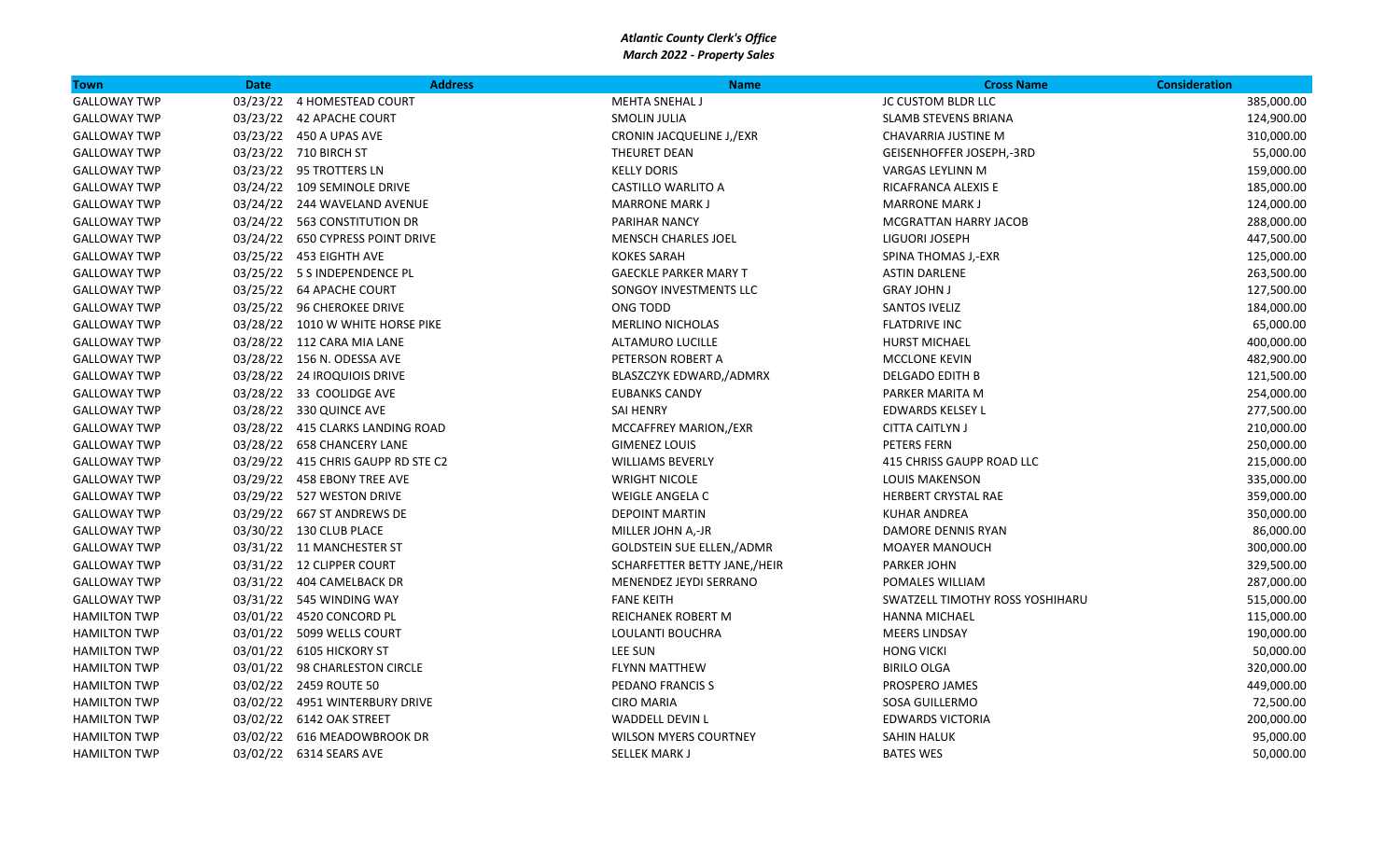*Atlantic County Clerk's Office*
*March 2022 - Property Sales*

| Town | Date | Address | Name | Cross Name | Consideration |
|---|---|---|---|---|---|
| GALLOWAY TWP | 03/23/22 | 4 HOMESTEAD COURT | MEHTA SNEHAL J | JC CUSTOM BLDR LLC | 385,000.00 |
| GALLOWAY TWP | 03/23/22 | 42 APACHE COURT | SMOLIN JULIA | SLAMB STEVENS BRIANA | 124,900.00 |
| GALLOWAY TWP | 03/23/22 | 450 A UPAS AVE | CRONIN JACQUELINE J,/EXR | CHAVARRIA JUSTINE M | 310,000.00 |
| GALLOWAY TWP | 03/23/22 | 710 BIRCH ST | THEURET DEAN | GEISENHOFFER JOSEPH,-3RD | 55,000.00 |
| GALLOWAY TWP | 03/23/22 | 95 TROTTERS LN | KELLY DORIS | VARGAS LEYLINN M | 159,000.00 |
| GALLOWAY TWP | 03/24/22 | 109 SEMINOLE DRIVE | CASTILLO WARLITO A | RICAFRANCA ALEXIS E | 185,000.00 |
| GALLOWAY TWP | 03/24/22 | 244 WAVELAND AVENUE | MARRONE MARK J | MARRONE MARK J | 124,000.00 |
| GALLOWAY TWP | 03/24/22 | 563 CONSTITUTION DR | PARIHAR NANCY | MCGRATTAN HARRY JACOB | 288,000.00 |
| GALLOWAY TWP | 03/24/22 | 650 CYPRESS POINT DRIVE | MENSCH CHARLES JOEL | LIGUORI JOSEPH | 447,500.00 |
| GALLOWAY TWP | 03/25/22 | 453 EIGHTH AVE | KOKES SARAH | SPINA THOMAS J,-EXR | 125,000.00 |
| GALLOWAY TWP | 03/25/22 | 5 S INDEPENDENCE PL | GAECKLE PARKER MARY T | ASTIN DARLENE | 263,500.00 |
| GALLOWAY TWP | 03/25/22 | 64 APACHE COURT | SONGOY INVESTMENTS LLC | GRAY JOHN J | 127,500.00 |
| GALLOWAY TWP | 03/25/22 | 96 CHEROKEE DRIVE | ONG TODD | SANTOS IVELIZ | 184,000.00 |
| GALLOWAY TWP | 03/28/22 | 1010 W WHITE HORSE PIKE | MERLINO NICHOLAS | FLATDRIVE INC | 65,000.00 |
| GALLOWAY TWP | 03/28/22 | 112 CARA MIA LANE | ALTAMURO LUCILLE | HURST MICHAEL | 400,000.00 |
| GALLOWAY TWP | 03/28/22 | 156 N. ODESSA AVE | PETERSON ROBERT A | MCCLONE KEVIN | 482,900.00 |
| GALLOWAY TWP | 03/28/22 | 24 IROQUOIS DRIVE | BLASZCZYK EDWARD,/ADMRX | DELGADO EDITH B | 121,500.00 |
| GALLOWAY TWP | 03/28/22 | 33 COOLIDGE AVE | EUBANKS CANDY | PARKER MARITA M | 254,000.00 |
| GALLOWAY TWP | 03/28/22 | 330 QUINCE AVE | SAI HENRY | EDWARDS KELSEY L | 277,500.00 |
| GALLOWAY TWP | 03/28/22 | 415 CLARKS LANDING ROAD | MCCAFFREY MARION,/EXR | CITTA CAITLYN J | 210,000.00 |
| GALLOWAY TWP | 03/28/22 | 658 CHANCERY LANE | GIMENEZ LOUIS | PETERS FERN | 250,000.00 |
| GALLOWAY TWP | 03/29/22 | 415 CHRIS GAUPP RD STE C2 | WILLIAMS BEVERLY | 415 CHRISS GAUPP ROAD LLC | 215,000.00 |
| GALLOWAY TWP | 03/29/22 | 458 EBONY TREE AVE | WRIGHT NICOLE | LOUIS MAKENSON | 335,000.00 |
| GALLOWAY TWP | 03/29/22 | 527 WESTON DRIVE | WEIGLE ANGELA C | HERBERT CRYSTAL RAE | 359,000.00 |
| GALLOWAY TWP | 03/29/22 | 667 ST ANDREWS DE | DEPOINT MARTIN | KUHAR ANDREA | 350,000.00 |
| GALLOWAY TWP | 03/30/22 | 130 CLUB PLACE | MILLER JOHN A,-JR | DAMORE DENNIS RYAN | 86,000.00 |
| GALLOWAY TWP | 03/31/22 | 11 MANCHESTER ST | GOLDSTEIN SUE ELLEN,/ADMR | MOAYER MANOUCH | 300,000.00 |
| GALLOWAY TWP | 03/31/22 | 12 CLIPPER COURT | SCHARFETTER BETTY JANE,/HEIR | PARKER JOHN | 329,500.00 |
| GALLOWAY TWP | 03/31/22 | 404 CAMELBACK DR | MENENDEZ JEYDI SERRANO | POMALES WILLIAM | 287,000.00 |
| GALLOWAY TWP | 03/31/22 | 545 WINDING WAY | FANE KEITH | SWATZELL TIMOTHY ROSS YOSHIHARU | 515,000.00 |
| HAMILTON TWP | 03/01/22 | 4520 CONCORD PL | REICHANEK ROBERT M | HANNA MICHAEL | 115,000.00 |
| HAMILTON TWP | 03/01/22 | 5099 WELLS COURT | LOULANTI BOUCHRA | MEERS LINDSAY | 190,000.00 |
| HAMILTON TWP | 03/01/22 | 6105 HICKORY ST | LEE SUN | HONG VICKI | 50,000.00 |
| HAMILTON TWP | 03/01/22 | 98 CHARLESTON CIRCLE | FLYNN MATTHEW | BIRILO OLGA | 320,000.00 |
| HAMILTON TWP | 03/02/22 | 2459 ROUTE 50 | PEDANO FRANCIS S | PROSPERO JAMES | 449,000.00 |
| HAMILTON TWP | 03/02/22 | 4951 WINTERBURY DRIVE | CIRO MARIA | SOSA GUILLERMO | 72,500.00 |
| HAMILTON TWP | 03/02/22 | 6142 OAK STREET | WADDELL DEVIN L | EDWARDS VICTORIA | 200,000.00 |
| HAMILTON TWP | 03/02/22 | 616 MEADOWBROOK DR | WILSON MYERS COURTNEY | SAHIN HALUK | 95,000.00 |
| HAMILTON TWP | 03/02/22 | 6314 SEARS AVE | SELLEK MARK J | BATES WES | 50,000.00 |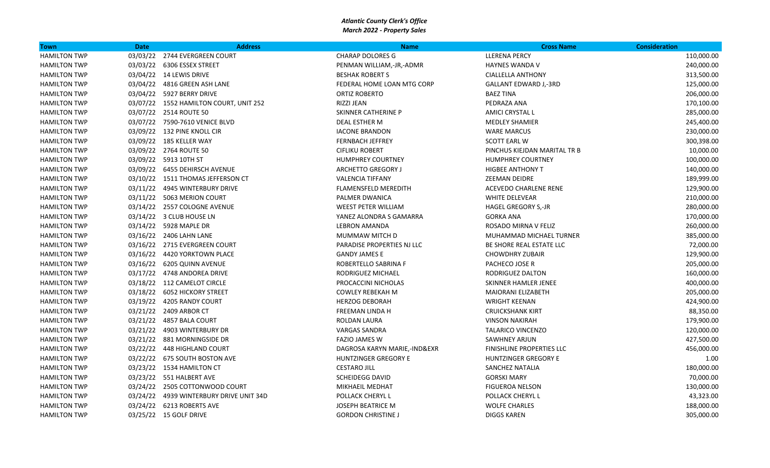*Atlantic County Clerk's Office*
*March 2022 - Property Sales*

| Town | Date | Address | Name | Cross Name | Consideration |
|---|---|---|---|---|---|
| HAMILTON TWP | 03/03/22 | 2744 EVERGREEN COURT | CHARAP DOLORES G | LLERENA PERCY | 110,000.00 |
| HAMILTON TWP | 03/03/22 | 6306 ESSEX STREET | PENMAN WILLIAM,-JR,-ADMR | HAYNES WANDA V | 240,000.00 |
| HAMILTON TWP | 03/04/22 | 14 LEWIS DRIVE | BESHAK ROBERT S | CIALLELLA ANTHONY | 313,500.00 |
| HAMILTON TWP | 03/04/22 | 4816 GREEN ASH LANE | FEDERAL HOME LOAN MTG CORP | GALLANT EDWARD J,-3RD | 125,000.00 |
| HAMILTON TWP | 03/04/22 | 5927 BERRY DRIVE | ORTIZ ROBERTO | BAEZ TINA | 206,000.00 |
| HAMILTON TWP | 03/07/22 | 1552 HAMILTON COURT, UNIT 252 | RIZZI JEAN | PEDRAZA ANA | 170,100.00 |
| HAMILTON TWP | 03/07/22 | 2514 ROUTE 50 | SKINNER CATHERINE P | AMICI CRYSTAL L | 285,000.00 |
| HAMILTON TWP | 03/07/22 | 7590-7610 VENICE BLVD | DEAL ESTHER M | MEDLEY SHAMIER | 245,400.00 |
| HAMILTON TWP | 03/09/22 | 132 PINE KNOLL CIR | IACONE BRANDON | WARE MARCUS | 230,000.00 |
| HAMILTON TWP | 03/09/22 | 185 KELLER WAY | FERNBACH JEFFREY | SCOTT EARL W | 300,398.00 |
| HAMILTON TWP | 03/09/22 | 2764 ROUTE 50 | CIFLIKU ROBERT | PINCHUS KIEJDAN MARITAL TR B | 10,000.00 |
| HAMILTON TWP | 03/09/22 | 5913 10TH ST | HUMPHREY COURTNEY | HUMPHREY COURTNEY | 100,000.00 |
| HAMILTON TWP | 03/09/22 | 6455 DEHIRSCH AVENUE | ARCHETTO GREGORY J | HIGBEE ANTHONY T | 140,000.00 |
| HAMILTON TWP | 03/10/22 | 1511 THOMAS JEFFERSON CT | VALENCIA TIFFANY | ZEEMAN DEIDRE | 189,999.00 |
| HAMILTON TWP | 03/11/22 | 4945 WINTERBURY DRIVE | FLAMENSFELD MEREDITH | ACEVEDO CHARLENE RENE | 129,900.00 |
| HAMILTON TWP | 03/11/22 | 5063 MERION COURT | PALMER DWANICA | WHITE DELEVEAR | 210,000.00 |
| HAMILTON TWP | 03/14/22 | 2557 COLOGNE AVENUE | WEEST PETER WILLIAM | HAGEL GREGORY S,-JR | 280,000.00 |
| HAMILTON TWP | 03/14/22 | 3 CLUB HOUSE LN | YANEZ ALONDRA S GAMARRA | GORKA ANA | 170,000.00 |
| HAMILTON TWP | 03/14/22 | 5928 MAPLE DR | LEBRON AMANDA | ROSADO MIRNA V FELIZ | 260,000.00 |
| HAMILTON TWP | 03/16/22 | 2406 LAHN LANE | MUMMAW MITCH D | MUHAMMAD MICHAEL TURNER | 385,000.00 |
| HAMILTON TWP | 03/16/22 | 2715 EVERGREEN COURT | PARADISE PROPERTIES NJ LLC | BE SHORE REAL ESTATE LLC | 72,000.00 |
| HAMILTON TWP | 03/16/22 | 4420 YORKTOWN PLACE | GANDY JAMES E | CHOWDHRY ZUBAIR | 129,900.00 |
| HAMILTON TWP | 03/16/22 | 6205 QUINN AVENUE | ROBERTELLO SABRINA F | PACHECO JOSE R | 205,000.00 |
| HAMILTON TWP | 03/17/22 | 4748 ANDOREA DRIVE | RODRIGUEZ MICHAEL | RODRIGUEZ DALTON | 160,000.00 |
| HAMILTON TWP | 03/18/22 | 112 CAMELOT CIRCLE | PROCACCINI NICHOLAS | SKINNER HAMLER JENEE | 400,000.00 |
| HAMILTON TWP | 03/18/22 | 6052 HICKORY STREET | COWLEY REBEKAH M | MAIORANI ELIZABETH | 205,000.00 |
| HAMILTON TWP | 03/19/22 | 4205 RANDY COURT | HERZOG DEBORAH | WRIGHT KEENAN | 424,900.00 |
| HAMILTON TWP | 03/21/22 | 2409 ARBOR CT | FREEMAN LINDA H | CRUICKSHANK KIRT | 88,350.00 |
| HAMILTON TWP | 03/21/22 | 4857 BALA COURT | ROLDAN LAURA | VINSON NAKIRAH | 179,900.00 |
| HAMILTON TWP | 03/21/22 | 4903 WINTERBURY DR | VARGAS SANDRA | TALARICO VINCENZO | 120,000.00 |
| HAMILTON TWP | 03/21/22 | 881 MORNINGSIDE DR | FAZIO JAMES W | SAWHNEY ARJUN | 427,500.00 |
| HAMILTON TWP | 03/22/22 | 448 HIGHLAND COURT | DAGROSA KARYN MARIE,-IND&EXR | FINISHLINE PROPERTIES LLC | 456,000.00 |
| HAMILTON TWP | 03/22/22 | 675 SOUTH BOSTON AVE | HUNTZINGER GREGORY E | HUNTZINGER GREGORY E | 1.00 |
| HAMILTON TWP | 03/23/22 | 1534 HAMILTON CT | CESTARO JILL | SANCHEZ NATALIA | 180,000.00 |
| HAMILTON TWP | 03/23/22 | 551 HALBERT AVE | SCHEIDEGG DAVID | GORSKI MARY | 70,000.00 |
| HAMILTON TWP | 03/24/22 | 2505 COTTONWOOD COURT | MIKHAEIL MEDHAT | FIGUEROA NELSON | 130,000.00 |
| HAMILTON TWP | 03/24/22 | 4939 WINTERBURY DRIVE UNIT 34D | POLLACK CHERYL L | POLLACK CHERYL L | 43,323.00 |
| HAMILTON TWP | 03/24/22 | 6213 ROBERTS AVE | JOSEPH BEATRICE M | WOLFE CHARLES | 188,000.00 |
| HAMILTON TWP | 03/25/22 | 15 GOLF DRIVE | GORDON CHRISTINE J | DIGGS KAREN | 305,000.00 |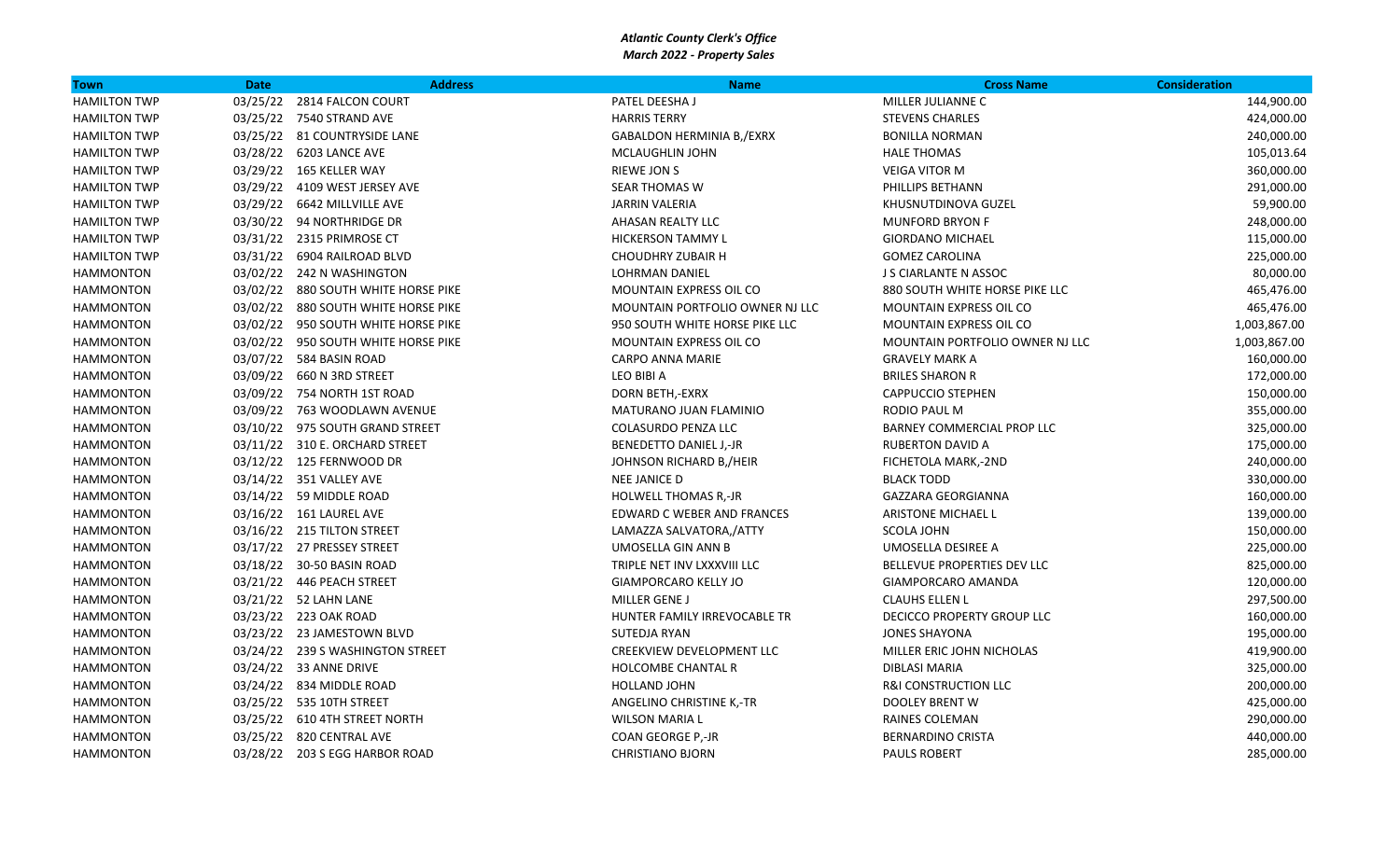***Atlantic County Clerk's Office***
***March 2022 - Property Sales***

| Town | Date | Address | Name | Cross Name | Consideration |
|---|---|---|---|---|---|
| HAMILTON TWP | 03/25/22 | 2814 FALCON COURT | PATEL DEESHA J | MILLER JULIANNE C | 144,900.00 |
| HAMILTON TWP | 03/25/22 | 7540 STRAND AVE | HARRIS TERRY | STEVENS CHARLES | 424,000.00 |
| HAMILTON TWP | 03/25/22 | 81 COUNTRYSIDE LANE | GABALDON HERMINIA B,/EXRX | BONILLA NORMAN | 240,000.00 |
| HAMILTON TWP | 03/28/22 | 6203 LANCE AVE | MCLAUGHLIN JOHN | HALE THOMAS | 105,013.64 |
| HAMILTON TWP | 03/29/22 | 165 KELLER WAY | RIEWE JON S | VEIGA VITOR M | 360,000.00 |
| HAMILTON TWP | 03/29/22 | 4109 WEST JERSEY AVE | SEAR THOMAS W | PHILLIPS BETHANN | 291,000.00 |
| HAMILTON TWP | 03/29/22 | 6642 MILLVILLE AVE | JARRIN VALERIA | KHUSNUTDINOVA GUZEL | 59,900.00 |
| HAMILTON TWP | 03/30/22 | 94 NORTHRIDGE DR | AHASAN REALTY LLC | MUNFORD BRYON F | 248,000.00 |
| HAMILTON TWP | 03/31/22 | 2315 PRIMROSE CT | HICKERSON TAMMY L | GIORDANO MICHAEL | 115,000.00 |
| HAMILTON TWP | 03/31/22 | 6904 RAILROAD BLVD | CHOUDHRY ZUBAIR H | GOMEZ CAROLINA | 225,000.00 |
| HAMMONTON | 03/02/22 | 242 N WASHINGTON | LOHRMAN DANIEL | J S CIARLANTE N ASSOC | 80,000.00 |
| HAMMONTON | 03/02/22 | 880 SOUTH WHITE HORSE PIKE | MOUNTAIN EXPRESS OIL CO | 880 SOUTH WHITE HORSE PIKE LLC | 465,476.00 |
| HAMMONTON | 03/02/22 | 880 SOUTH WHITE HORSE PIKE | MOUNTAIN PORTFOLIO OWNER NJ LLC | MOUNTAIN EXPRESS OIL CO | 465,476.00 |
| HAMMONTON | 03/02/22 | 950 SOUTH WHITE HORSE PIKE | 950 SOUTH WHITE HORSE PIKE LLC | MOUNTAIN EXPRESS OIL CO | 1,003,867.00 |
| HAMMONTON | 03/02/22 | 950 SOUTH WHITE HORSE PIKE | MOUNTAIN EXPRESS OIL CO | MOUNTAIN PORTFOLIO OWNER NJ LLC | 1,003,867.00 |
| HAMMONTON | 03/07/22 | 584 BASIN ROAD | CARPO ANNA MARIE | GRAVELY MARK A | 160,000.00 |
| HAMMONTON | 03/09/22 | 660 N 3RD STREET | LEO BIBI A | BRILES SHARON R | 172,000.00 |
| HAMMONTON | 03/09/22 | 754 NORTH 1ST ROAD | DORN BETH,-EXRX | CAPPUCCIO STEPHEN | 150,000.00 |
| HAMMONTON | 03/09/22 | 763 WOODLAWN AVENUE | MATURANO JUAN FLAMINIO | RODIO PAUL M | 355,000.00 |
| HAMMONTON | 03/10/22 | 975 SOUTH GRAND STREET | COLASURDO PENZA LLC | BARNEY COMMERCIAL PROP LLC | 325,000.00 |
| HAMMONTON | 03/11/22 | 310 E. ORCHARD STREET | BENEDETTO DANIEL J,-JR | RUBERTON DAVID A | 175,000.00 |
| HAMMONTON | 03/12/22 | 125 FERNWOOD DR | JOHNSON RICHARD B,/HEIR | FICHETOLA MARK,-2ND | 240,000.00 |
| HAMMONTON | 03/14/22 | 351 VALLEY AVE | NEE JANICE D | BLACK TODD | 330,000.00 |
| HAMMONTON | 03/14/22 | 59 MIDDLE ROAD | HOLWELL THOMAS R,-JR | GAZZARA GEORGIANNA | 160,000.00 |
| HAMMONTON | 03/16/22 | 161 LAUREL AVE | EDWARD C WEBER AND FRANCES | ARISTONE MICHAEL L | 139,000.00 |
| HAMMONTON | 03/16/22 | 215 TILTON STREET | LAMAZZA SALVATORA,/ATTY | SCOLA JOHN | 150,000.00 |
| HAMMONTON | 03/17/22 | 27 PRESSEY STREET | UMOSELLA GIN ANN B | UMOSELLA DESIREE A | 225,000.00 |
| HAMMONTON | 03/18/22 | 30-50 BASIN ROAD | TRIPLE NET INV LXXXVIII LLC | BELLEVUE PROPERTIES DEV LLC | 825,000.00 |
| HAMMONTON | 03/21/22 | 446 PEACH STREET | GIAMPORCARO KELLY JO | GIAMPORCARO AMANDA | 120,000.00 |
| HAMMONTON | 03/21/22 | 52 LAHN LANE | MILLER GENE J | CLAUHS ELLEN L | 297,500.00 |
| HAMMONTON | 03/23/22 | 223 OAK ROAD | HUNTER FAMILY IRREVOCABLE TR | DECICCO PROPERTY GROUP LLC | 160,000.00 |
| HAMMONTON | 03/23/22 | 23 JAMESTOWN BLVD | SUTEDJA RYAN | JONES SHAYONA | 195,000.00 |
| HAMMONTON | 03/24/22 | 239 S WASHINGTON STREET | CREEKVIEW DEVELOPMENT LLC | MILLER ERIC JOHN NICHOLAS | 419,900.00 |
| HAMMONTON | 03/24/22 | 33 ANNE DRIVE | HOLCOMBE CHANTAL R | DIBLASI MARIA | 325,000.00 |
| HAMMONTON | 03/24/22 | 834 MIDDLE ROAD | HOLLAND JOHN | R&I CONSTRUCTION LLC | 200,000.00 |
| HAMMONTON | 03/25/22 | 535 10TH STREET | ANGELINO CHRISTINE K,-TR | DOOLEY BRENT W | 425,000.00 |
| HAMMONTON | 03/25/22 | 610 4TH STREET NORTH | WILSON MARIA L | RAINES COLEMAN | 290,000.00 |
| HAMMONTON | 03/25/22 | 820 CENTRAL AVE | COAN GEORGE P,-JR | BERNARDINO CRISTA | 440,000.00 |
| HAMMONTON | 03/28/22 | 203 S EGG HARBOR ROAD | CHRISTIANO BJORN | PAULS ROBERT | 285,000.00 |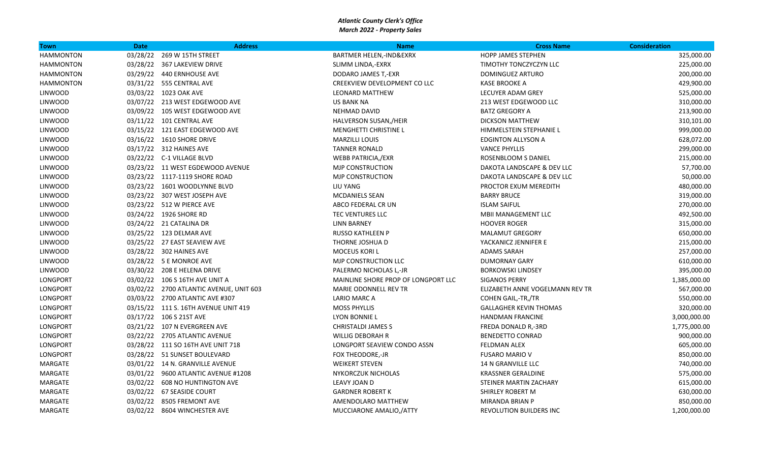***Atlantic County Clerk's Office***
***March 2022 - Property Sales***

| Town | Date | Address | Name | Cross Name | Consideration |
|---|---|---|---|---|---|
| HAMMONTON | 03/28/22 | 269 W 15TH STREET | BARTMER HELEN,-IND&EXRX | HOPP JAMES STEPHEN | 325,000.00 |
| HAMMONTON | 03/28/22 | 367 LAKEVIEW DRIVE | SLIMM LINDA,-EXRX | TIMOTHY TONCZYCZYN LLC | 225,000.00 |
| HAMMONTON | 03/29/22 | 440 ERNHOUSE AVE | DODARO JAMES T,-EXR | DOMINGUEZ ARTURO | 200,000.00 |
| HAMMONTON | 03/31/22 | 555 CENTRAL AVE | CREEKVIEW DEVELOPMENT CO LLC | KASE BROOKE A | 429,900.00 |
| LINWOOD | 03/03/22 | 1023 OAK AVE | LEONARD MATTHEW | LECUYER ADAM GREY | 525,000.00 |
| LINWOOD | 03/07/22 | 213 WEST EDGEWOOD AVE | US BANK NA | 213 WEST EDGEWOOD LLC | 310,000.00 |
| LINWOOD | 03/09/22 | 105 WEST EDGEWOOD AVE | NEHMAD DAVID | BATZ GREGORY A | 213,900.00 |
| LINWOOD | 03/11/22 | 101 CENTRAL AVE | HALVERSON SUSAN,/HEIR | DICKSON MATTHEW | 310,101.00 |
| LINWOOD | 03/15/22 | 121 EAST EDGEWOOD AVE | MENGHETTI CHRISTINE L | HIMMELSTEIN STEPHANIE L | 999,000.00 |
| LINWOOD | 03/16/22 | 1610 SHORE DRIVE | MARZILLI LOUIS | EDGINTON ALLYSON A | 628,072.00 |
| LINWOOD | 03/17/22 | 312 HAINES AVE | TANNER RONALD | VANCE PHYLLIS | 299,000.00 |
| LINWOOD | 03/22/22 | C-1 VILLAGE BLVD | WEBB PATRICIA,/EXR | ROSENBLOOM S DANIEL | 215,000.00 |
| LINWOOD | 03/23/22 | 11 WEST EGDEWOOD AVENUE | MJP CONSTRUCTION | DAKOTA LANDSCAPE & DEV LLC | 57,700.00 |
| LINWOOD | 03/23/22 | 1117-1119 SHORE ROAD | MJP CONSTRUCTION | DAKOTA LANDSCAPE & DEV LLC | 50,000.00 |
| LINWOOD | 03/23/22 | 1601 WOODLYNNE BLVD | LIU YANG | PROCTOR EXUM MEREDITH | 480,000.00 |
| LINWOOD | 03/23/22 | 307 WEST JOSEPH AVE | MCDANIELS SEAN | BARRY BRUCE | 319,000.00 |
| LINWOOD | 03/23/22 | 512 W PIERCE AVE | ABCO FEDERAL CR UN | ISLAM SAIFUL | 270,000.00 |
| LINWOOD | 03/24/22 | 1926 SHORE RD | TEC VENTURES LLC | MBII MANAGEMENT LLC | 492,500.00 |
| LINWOOD | 03/24/22 | 21 CATALINA DR | LINN BARNEY | HOOVER ROGER | 315,000.00 |
| LINWOOD | 03/25/22 | 123 DELMAR AVE | RUSSO KATHLEEN P | MALAMUT GREGORY | 650,000.00 |
| LINWOOD | 03/25/22 | 27 EAST SEAVIEW AVE | THORNE JOSHUA D | YACKANICZ JENNIFER E | 215,000.00 |
| LINWOOD | 03/28/22 | 302 HAINES AVE | MOCEUS KORI L | ADAMS SARAH | 257,000.00 |
| LINWOOD | 03/28/22 | 5 E MONROE AVE | MJP CONSTRUCTION LLC | DUMORNAY GARY | 610,000.00 |
| LINWOOD | 03/30/22 | 208 E HELENA DRIVE | PALERMO NICHOLAS L,-JR | BORKOWSKI LINDSEY | 395,000.00 |
| LONGPORT | 03/02/22 | 106 S 16TH AVE UNIT A | MAINLINE SHORE PROP OF LONGPORT LLC | SIGANOS PERRY | 1,385,000.00 |
| LONGPORT | 03/02/22 | 2700 ATLANTIC AVENUE, UNIT 603 | MARIE ODONNELL REV TR | ELIZABETH ANNE VOGELMANN REV TR | 567,000.00 |
| LONGPORT | 03/03/22 | 2700 ATLANTIC AVE #307 | LARIO MARC A | COHEN GAIL,-TR,/TR | 550,000.00 |
| LONGPORT | 03/15/22 | 111 S. 16TH AVENUE UNIT 419 | MOSS PHYLLIS | GALLAGHER KEVIN THOMAS | 320,000.00 |
| LONGPORT | 03/17/22 | 106 S 21ST AVE | LYON BONNIE L | HANDMAN FRANCINE | 3,000,000.00 |
| LONGPORT | 03/21/22 | 107 N EVERGREEN AVE | CHRISTALDI JAMES S | FREDA DONALD R,-3RD | 1,775,000.00 |
| LONGPORT | 03/22/22 | 2705 ATLANTIC AVENUE | WILLIG DEBORAH R | BENEDETTO CONRAD | 900,000.00 |
| LONGPORT | 03/28/22 | 111 SO 16TH AVE UNIT 718 | LONGPORT SEAVIEW CONDO ASSN | FELDMAN ALEX | 605,000.00 |
| LONGPORT | 03/28/22 | 51 SUNSET BOULEVARD | FOX THEODORE,-JR | FUSARO MARIO V | 850,000.00 |
| MARGATE | 03/01/22 | 14 N. GRANVILLE AVENUE | WEIKERT STEVEN | 14 N GRANVILLE LLC | 740,000.00 |
| MARGATE | 03/01/22 | 9600 ATLANTIC AVENUE #1208 | NYKORCZUK NICHOLAS | KRASSNER GERALDINE | 575,000.00 |
| MARGATE | 03/02/22 | 608 NO HUNTINGTON AVE | LEAVY JOAN D | STEINER MARTIN ZACHARY | 615,000.00 |
| MARGATE | 03/02/22 | 67 SEASIDE COURT | GARDNER ROBERT K | SHIRLEY ROBERT M | 630,000.00 |
| MARGATE | 03/02/22 | 8505 FREMONT AVE | AMENDOLARO MATTHEW | MIRANDA BRIAN P | 850,000.00 |
| MARGATE | 03/02/22 | 8604 WINCHESTER AVE | MUCCIARONE AMALIO,/ATTY | REVOLUTION BUILDERS INC | 1,200,000.00 |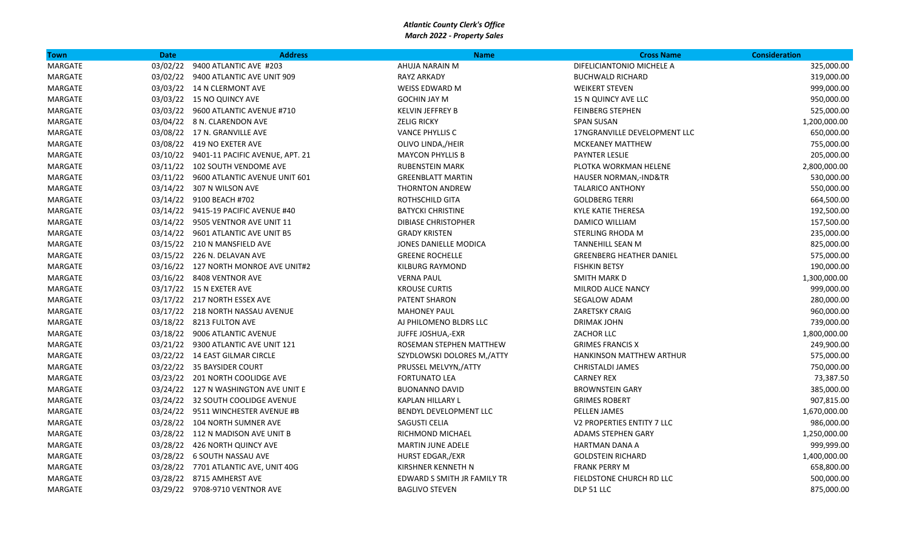***Atlantic County Clerk's Office***
***March 2022 - Property Sales***

| Town | Date | Address | Name | Cross Name | Consideration |
|---|---|---|---|---|---|
| MARGATE | 03/02/22 | 9400 ATLANTIC AVE #203 | AHUJA NARAIN M | DIFELICIANTONIO MICHELE A | 325,000.00 |
| MARGATE | 03/02/22 | 9400 ATLANTIC AVE UNIT 909 | RAYZ ARKADY | BUCHWALD RICHARD | 319,000.00 |
| MARGATE | 03/03/22 | 14 N CLERMONT AVE | WEISS EDWARD M | WEIKERT STEVEN | 999,000.00 |
| MARGATE | 03/03/22 | 15 NO QUINCY AVE | GOCHIN JAY M | 15 N QUINCY AVE LLC | 950,000.00 |
| MARGATE | 03/03/22 | 9600 ATLANTIC AVENUE #710 | KELVIN JEFFREY B | FEINBERG STEPHEN | 525,000.00 |
| MARGATE | 03/04/22 | 8 N. CLARENDON AVE | ZELIG RICKY | SPAN SUSAN | 1,200,000.00 |
| MARGATE | 03/08/22 | 17 N. GRANVILLE AVE | VANCE PHYLLIS C | 17NGRANVILLE DEVELOPMENT LLC | 650,000.00 |
| MARGATE | 03/08/22 | 419 NO EXETER AVE | OLIVO LINDA,/HEIR | MCKEANEY MATTHEW | 755,000.00 |
| MARGATE | 03/10/22 | 9401-11 PACIFIC AVENUE, APT. 21 | MAYCON PHYLLIS B | PAYNTER LESLIE | 205,000.00 |
| MARGATE | 03/11/22 | 102 SOUTH VENDOME AVE | RUBENSTEIN MARK | PLOTKA WORKMAN HELENE | 2,800,000.00 |
| MARGATE | 03/11/22 | 9600 ATLANTIC AVENUE UNIT 601 | GREENBLATT MARTIN | HAUSER NORMAN,-IND&TR | 530,000.00 |
| MARGATE | 03/14/22 | 307 N WILSON AVE | THORNTON ANDREW | TALARICO ANTHONY | 550,000.00 |
| MARGATE | 03/14/22 | 9100 BEACH #702 | ROTHSCHILD GITA | GOLDBERG TERRI | 664,500.00 |
| MARGATE | 03/14/22 | 9415-19 PACIFIC AVENUE #40 | BATYCKI CHRISTINE | KYLE KATIE THERESA | 192,500.00 |
| MARGATE | 03/14/22 | 9505 VENTNOR AVE UNIT 11 | DIBIASE CHRISTOPHER | DAMICO WILLIAM | 157,500.00 |
| MARGATE | 03/14/22 | 9601 ATLANTIC AVE UNIT B5 | GRADY KRISTEN | STERLING RHODA M | 235,000.00 |
| MARGATE | 03/15/22 | 210 N MANSFIELD AVE | JONES DANIELLE MODICA | TANNEHILL SEAN M | 825,000.00 |
| MARGATE | 03/15/22 | 226 N. DELAVAN AVE | GREENE ROCHELLE | GREENBERG HEATHER DANIEL | 575,000.00 |
| MARGATE | 03/16/22 | 127 NORTH MONROE AVE UNIT#2 | KILBURG RAYMOND | FISHKIN BETSY | 190,000.00 |
| MARGATE | 03/16/22 | 8408 VENTNOR AVE | VERNA PAUL | SMITH MARK D | 1,300,000.00 |
| MARGATE | 03/17/22 | 15 N EXETER AVE | KROUSE CURTIS | MILROD ALICE NANCY | 999,000.00 |
| MARGATE | 03/17/22 | 217 NORTH ESSEX AVE | PATENT SHARON | SEGALOW ADAM | 280,000.00 |
| MARGATE | 03/17/22 | 218 NORTH NASSAU AVENUE | MAHONEY PAUL | ZARETSKY CRAIG | 960,000.00 |
| MARGATE | 03/18/22 | 8213 FULTON AVE | AJ PHILOMENO BLDRS LLC | DRIMAK JOHN | 739,000.00 |
| MARGATE | 03/18/22 | 9006 ATLANTIC AVENUE | JUFFE JOSHUA,-EXR | ZACHOR LLC | 1,800,000.00 |
| MARGATE | 03/21/22 | 9300 ATLANTIC AVE UNIT 121 | ROSEMAN STEPHEN MATTHEW | GRIMES FRANCIS X | 249,900.00 |
| MARGATE | 03/22/22 | 14 EAST GILMAR CIRCLE | SZYDLOWSKI DOLORES M,/ATTY | HANKINSON MATTHEW ARTHUR | 575,000.00 |
| MARGATE | 03/22/22 | 35 BAYSIDER COURT | PRUSSEL MELVYN,/ATTY | CHRISTALDI JAMES | 750,000.00 |
| MARGATE | 03/23/22 | 201 NORTH COOLIDGE AVE | FORTUNATO LEA | CARNEY REX | 73,387.50 |
| MARGATE | 03/24/22 | 127 N WASHINGTON AVE UNIT E | BUONANNO DAVID | BROWNSTEIN GARY | 385,000.00 |
| MARGATE | 03/24/22 | 32 SOUTH COOLIDGE AVENUE | KAPLAN HILLARY L | GRIMES ROBERT | 907,815.00 |
| MARGATE | 03/24/22 | 9511 WINCHESTER AVENUE #B | BENDYL DEVELOPMENT LLC | PELLEN JAMES | 1,670,000.00 |
| MARGATE | 03/28/22 | 104 NORTH SUMNER AVE | SAGUSTI CELIA | V2 PROPERTIES ENTITY 7 LLC | 986,000.00 |
| MARGATE | 03/28/22 | 112 N MADISON AVE UNIT B | RICHMOND MICHAEL | ADAMS STEPHEN GARY | 1,250,000.00 |
| MARGATE | 03/28/22 | 426 NORTH QUINCY AVE | MARTIN JUNE ADELE | HARTMAN DANA A | 999,999.00 |
| MARGATE | 03/28/22 | 6 SOUTH NASSAU AVE | HURST EDGAR,/EXR | GOLDSTEIN RICHARD | 1,400,000.00 |
| MARGATE | 03/28/22 | 7701 ATLANTIC AVE, UNIT 40G | KIRSHNER KENNETH N | FRANK PERRY M | 658,800.00 |
| MARGATE | 03/28/22 | 8715 AMHERST AVE | EDWARD S SMITH JR FAMILY TR | FIELDSTONE CHURCH RD LLC | 500,000.00 |
| MARGATE | 03/29/22 | 9708-9710 VENTNOR AVE | BAGLIVO STEVEN | DLP 51 LLC | 875,000.00 |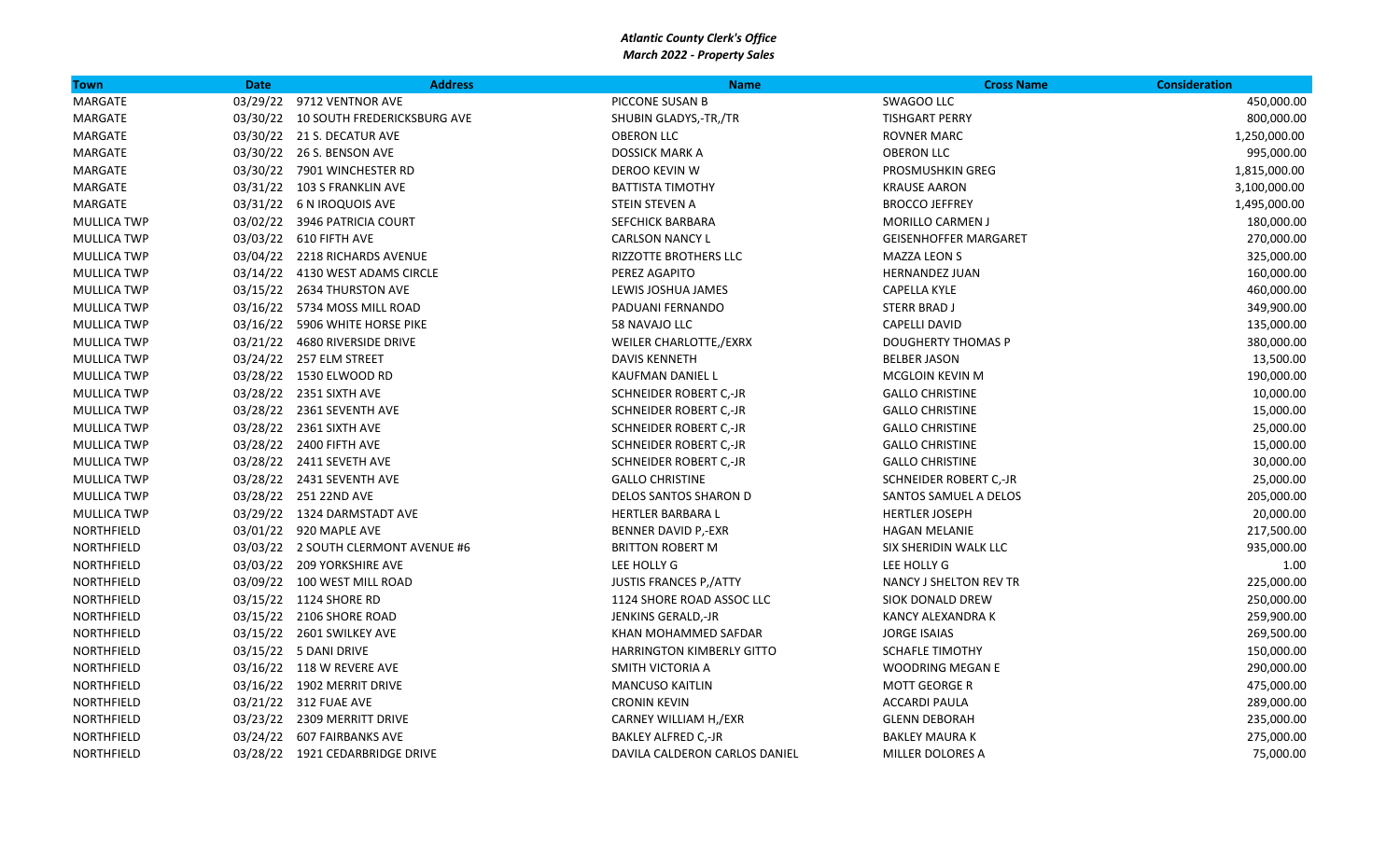***Atlantic County Clerk's Office***
***March 2022 - Property Sales***

| Town | Date | Address | Name | Cross Name | Consideration |
|---|---|---|---|---|---|
| MARGATE | 03/29/22 | 9712 VENTNOR AVE | PICCONE SUSAN B | SWAGOO LLC | 450,000.00 |
| MARGATE | 03/30/22 | 10 SOUTH FREDERICKSBURG AVE | SHUBIN GLADYS,-TR,/TR | TISHGART PERRY | 800,000.00 |
| MARGATE | 03/30/22 | 21 S. DECATUR AVE | OBERON LLC | ROVNER MARC | 1,250,000.00 |
| MARGATE | 03/30/22 | 26 S. BENSON AVE | DOSSICK MARK A | OBERON LLC | 995,000.00 |
| MARGATE | 03/30/22 | 7901 WINCHESTER RD | DEROO KEVIN W | PROSMUSHKIN GREG | 1,815,000.00 |
| MARGATE | 03/31/22 | 103 S FRANKLIN AVE | BATTISTA TIMOTHY | KRAUSE AARON | 3,100,000.00 |
| MARGATE | 03/31/22 | 6 N IROQUOIS AVE | STEIN STEVEN A | BROCCO JEFFREY | 1,495,000.00 |
| MULLICA TWP | 03/02/22 | 3946 PATRICIA COURT | SEFCHICK BARBARA | MORILLO CARMEN J | 180,000.00 |
| MULLICA TWP | 03/03/22 | 610 FIFTH AVE | CARLSON NANCY L | GEISENHOFFER MARGARET | 270,000.00 |
| MULLICA TWP | 03/04/22 | 2218 RICHARDS AVENUE | RIZZOTTE BROTHERS LLC | MAZZA LEON S | 325,000.00 |
| MULLICA TWP | 03/14/22 | 4130 WEST ADAMS CIRCLE | PEREZ AGAPITO | HERNANDEZ JUAN | 160,000.00 |
| MULLICA TWP | 03/15/22 | 2634 THURSTON AVE | LEWIS JOSHUA JAMES | CAPELLA KYLE | 460,000.00 |
| MULLICA TWP | 03/16/22 | 5734 MOSS MILL ROAD | PADUANI FERNANDO | STERR BRAD J | 349,900.00 |
| MULLICA TWP | 03/16/22 | 5906 WHITE HORSE PIKE | 58 NAVAJO LLC | CAPELLI DAVID | 135,000.00 |
| MULLICA TWP | 03/21/22 | 4680 RIVERSIDE DRIVE | WEILER CHARLOTTE,/EXRX | DOUGHERTY THOMAS P | 380,000.00 |
| MULLICA TWP | 03/24/22 | 257 ELM STREET | DAVIS KENNETH | BELBER JASON | 13,500.00 |
| MULLICA TWP | 03/28/22 | 1530 ELWOOD RD | KAUFMAN DANIEL L | MCGLOIN KEVIN M | 190,000.00 |
| MULLICA TWP | 03/28/22 | 2351 SIXTH AVE | SCHNEIDER ROBERT C,-JR | GALLO CHRISTINE | 10,000.00 |
| MULLICA TWP | 03/28/22 | 2361 SEVENTH AVE | SCHNEIDER ROBERT C,-JR | GALLO CHRISTINE | 15,000.00 |
| MULLICA TWP | 03/28/22 | 2361 SIXTH AVE | SCHNEIDER ROBERT C,-JR | GALLO CHRISTINE | 25,000.00 |
| MULLICA TWP | 03/28/22 | 2400 FIFTH AVE | SCHNEIDER ROBERT C,-JR | GALLO CHRISTINE | 15,000.00 |
| MULLICA TWP | 03/28/22 | 2411 SEVETH AVE | SCHNEIDER ROBERT C,-JR | GALLO CHRISTINE | 30,000.00 |
| MULLICA TWP | 03/28/22 | 2431 SEVENTH AVE | GALLO CHRISTINE | SCHNEIDER ROBERT C,-JR | 25,000.00 |
| MULLICA TWP | 03/28/22 | 251 22ND AVE | DELOS SANTOS SHARON D | SANTOS SAMUEL A DELOS | 205,000.00 |
| MULLICA TWP | 03/29/22 | 1324 DARMSTADT AVE | HERTLER BARBARA L | HERTLER JOSEPH | 20,000.00 |
| NORTHFIELD | 03/01/22 | 920 MAPLE AVE | BENNER DAVID P,-EXR | HAGAN MELANIE | 217,500.00 |
| NORTHFIELD | 03/03/22 | 2 SOUTH CLERMONT AVENUE #6 | BRITTON ROBERT M | SIX SHERIDIN WALK LLC | 935,000.00 |
| NORTHFIELD | 03/03/22 | 209 YORKSHIRE AVE | LEE HOLLY G | LEE HOLLY G | 1.00 |
| NORTHFIELD | 03/09/22 | 100 WEST MILL ROAD | JUSTIS FRANCES P,/ATTY | NANCY J SHELTON REV TR | 225,000.00 |
| NORTHFIELD | 03/15/22 | 1124 SHORE RD | 1124 SHORE ROAD ASSOC LLC | SIOK DONALD DREW | 250,000.00 |
| NORTHFIELD | 03/15/22 | 2106 SHORE ROAD | JENKINS GERALD,-JR | KANCY ALEXANDRA K | 259,900.00 |
| NORTHFIELD | 03/15/22 | 2601 SWILKEY AVE | KHAN MOHAMMED SAFDAR | JORGE ISAIAS | 269,500.00 |
| NORTHFIELD | 03/15/22 | 5 DANI DRIVE | HARRINGTON KIMBERLY GITTO | SCHAFLE TIMOTHY | 150,000.00 |
| NORTHFIELD | 03/16/22 | 118 W REVERE AVE | SMITH VICTORIA A | WOODRING MEGAN E | 290,000.00 |
| NORTHFIELD | 03/16/22 | 1902 MERRIT DRIVE | MANCUSO KAITLIN | MOTT GEORGE R | 475,000.00 |
| NORTHFIELD | 03/21/22 | 312 FUAE AVE | CRONIN KEVIN | ACCARDI PAULA | 289,000.00 |
| NORTHFIELD | 03/23/22 | 2309 MERRITT DRIVE | CARNEY WILLIAM H,/EXR | GLENN DEBORAH | 235,000.00 |
| NORTHFIELD | 03/24/22 | 607 FAIRBANKS AVE | BAKLEY ALFRED C,-JR | BAKLEY MAURA K | 275,000.00 |
| NORTHFIELD | 03/28/22 | 1921 CEDARBRIDGE DRIVE | DAVILA CALDERON CARLOS DANIEL | MILLER DOLORES A | 75,000.00 |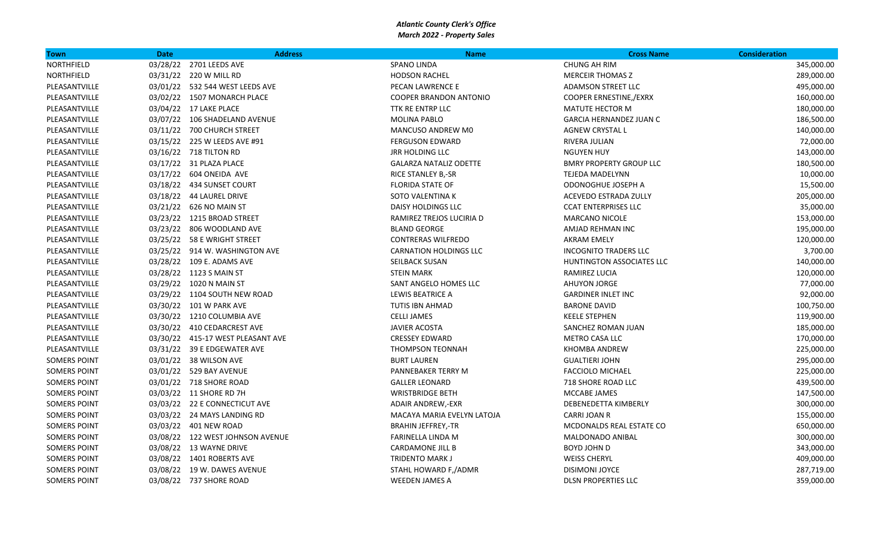***Atlantic County Clerk's Office***
***March 2022 - Property Sales***

| Town | Date | Address | Name | Cross Name | Consideration |
|---|---|---|---|---|---|
| NORTHFIELD | 03/28/22 | 2701 LEEDS AVE | SPANO LINDA | CHUNG AH RIM | 345,000.00 |
| NORTHFIELD | 03/31/22 | 220 W MILL RD | HODSON RACHEL | MERCEIR THOMAS Z | 289,000.00 |
| PLEASANTVILLE | 03/01/22 | 532 544 WEST LEEDS AVE | PECAN LAWRENCE E | ADAMSON STREET LLC | 495,000.00 |
| PLEASANTVILLE | 03/02/22 | 1507 MONARCH PLACE | COOPER BRANDON ANTONIO | COOPER ERNESTINE,/EXRX | 160,000.00 |
| PLEASANTVILLE | 03/04/22 | 17 LAKE PLACE | TTK RE ENTRP LLC | MATUTE HECTOR M | 180,000.00 |
| PLEASANTVILLE | 03/07/22 | 106 SHADELAND AVENUE | MOLINA PABLO | GARCIA HERNANDEZ JUAN C | 186,500.00 |
| PLEASANTVILLE | 03/11/22 | 700 CHURCH STREET | MANCUSO ANDREW M0 | AGNEW CRYSTAL L | 140,000.00 |
| PLEASANTVILLE | 03/15/22 | 225 W LEEDS AVE #91 | FERGUSON EDWARD | RIVERA JULIAN | 72,000.00 |
| PLEASANTVILLE | 03/16/22 | 718 TILTON RD | JRR HOLDING LLC | NGUYEN HUY | 143,000.00 |
| PLEASANTVILLE | 03/17/22 | 31 PLAZA PLACE | GALARZA NATALIZ ODETTE | BMRY PROPERTY GROUP LLC | 180,500.00 |
| PLEASANTVILLE | 03/17/22 | 604 ONEIDA AVE | RICE STANLEY B,-SR | TEJEDA MADELYNN | 10,000.00 |
| PLEASANTVILLE | 03/18/22 | 434 SUNSET COURT | FLORIDA STATE OF | ODONOGHUE JOSEPH A | 15,500.00 |
| PLEASANTVILLE | 03/18/22 | 44 LAUREL DRIVE | SOTO VALENTINA K | ACEVEDO ESTRADA ZULLY | 205,000.00 |
| PLEASANTVILLE | 03/21/22 | 626 NO MAIN ST | DAISY HOLDINGS LLC | CCAT ENTERPRISES LLC | 35,000.00 |
| PLEASANTVILLE | 03/23/22 | 1215 BROAD STREET | RAMIREZ TREJOS LUCIRIA D | MARCANO NICOLE | 153,000.00 |
| PLEASANTVILLE | 03/23/22 | 806 WOODLAND AVE | BLAND GEORGE | AMJAD REHMAN INC | 195,000.00 |
| PLEASANTVILLE | 03/25/22 | 58 E WRIGHT STREET | CONTRERAS WILFREDO | AKRAM EMELY | 120,000.00 |
| PLEASANTVILLE | 03/25/22 | 914 W. WASHINGTON AVE | CARNATION HOLDINGS LLC | INCOGNITO TRADERS LLC | 3,700.00 |
| PLEASANTVILLE | 03/28/22 | 109 E. ADAMS AVE | SEILBACK SUSAN | HUNTINGTON ASSOCIATES LLC | 140,000.00 |
| PLEASANTVILLE | 03/28/22 | 1123 S MAIN ST | STEIN MARK | RAMIREZ LUCIA | 120,000.00 |
| PLEASANTVILLE | 03/29/22 | 1020 N MAIN ST | SANT ANGELO HOMES LLC | AHUYON JORGE | 77,000.00 |
| PLEASANTVILLE | 03/29/22 | 1104 SOUTH NEW ROAD | LEWIS BEATRICE A | GARDINER INLET INC | 92,000.00 |
| PLEASANTVILLE | 03/30/22 | 101 W PARK AVE | TUTIS IBN AHMAD | BARONE DAVID | 100,750.00 |
| PLEASANTVILLE | 03/30/22 | 1210 COLUMBIA AVE | CELLI JAMES | KEELE STEPHEN | 119,900.00 |
| PLEASANTVILLE | 03/30/22 | 410 CEDARCREST AVE | JAVIER ACOSTA | SANCHEZ ROMAN JUAN | 185,000.00 |
| PLEASANTVILLE | 03/30/22 | 415-17 WEST PLEASANT AVE | CRESSEY EDWARD | METRO CASA LLC | 170,000.00 |
| PLEASANTVILLE | 03/31/22 | 39 E EDGEWATER AVE | THOMPSON TEONNAH | KHOMBA ANDREW | 225,000.00 |
| SOMERS POINT | 03/01/22 | 38 WILSON AVE | BURT LAUREN | GUALTIERI JOHN | 295,000.00 |
| SOMERS POINT | 03/01/22 | 529 BAY AVENUE | PANNEBAKER TERRY M | FACCIOLO MICHAEL | 225,000.00 |
| SOMERS POINT | 03/01/22 | 718 SHORE ROAD | GALLER LEONARD | 718 SHORE ROAD LLC | 439,500.00 |
| SOMERS POINT | 03/03/22 | 11 SHORE RD 7H | WRISTBRIDGE BETH | MCCABE JAMES | 147,500.00 |
| SOMERS POINT | 03/03/22 | 22 E CONNECTICUT AVE | ADAIR ANDREW,-EXR | DEBENEDETTA KIMBERLY | 300,000.00 |
| SOMERS POINT | 03/03/22 | 24 MAYS LANDING RD | MACAYA MARIA EVELYN LATOJA | CARRI JOAN R | 155,000.00 |
| SOMERS POINT | 03/03/22 | 401 NEW ROAD | BRAHIN JEFFREY,-TR | MCDONALDS REAL ESTATE CO | 650,000.00 |
| SOMERS POINT | 03/08/22 | 122 WEST JOHNSON AVENUE | FARINELLA LINDA M | MALDONADO ANIBAL | 300,000.00 |
| SOMERS POINT | 03/08/22 | 13 WAYNE DRIVE | CARDAMONE JILL B | BOYD JOHN D | 343,000.00 |
| SOMERS POINT | 03/08/22 | 1401 ROBERTS AVE | TRIDENTO MARK J | WEISS CHERYL | 409,000.00 |
| SOMERS POINT | 03/08/22 | 19 W. DAWES AVENUE | STAHL HOWARD F,/ADMR | DISIMONI JOYCE | 287,719.00 |
| SOMERS POINT | 03/08/22 | 737 SHORE ROAD | WEEDEN JAMES A | DLSN PROPERTIES LLC | 359,000.00 |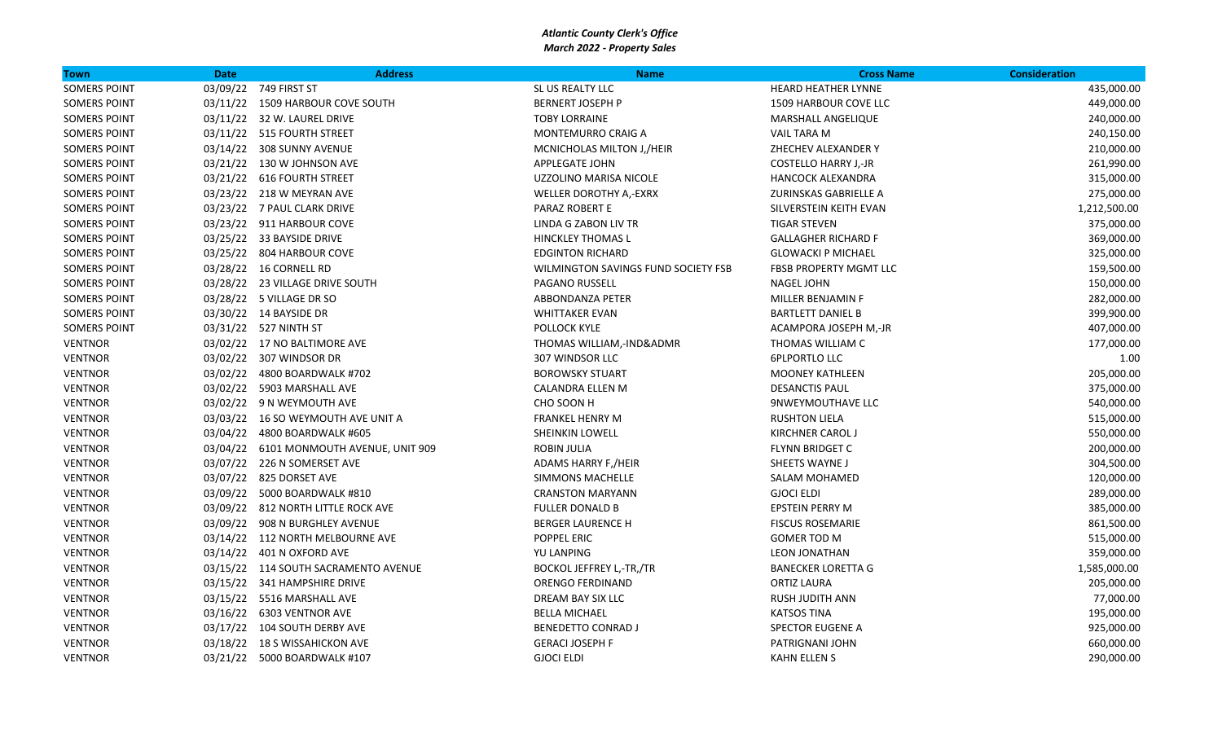***Atlantic County Clerk's Office***
***March 2022 - Property Sales***

| Town | Date | Address | Name | Cross Name | Consideration |
|---|---|---|---|---|---|
| SOMERS POINT | 03/09/22 | 749 FIRST ST | SL US REALTY LLC | HEARD HEATHER LYNNE | 435,000.00 |
| SOMERS POINT | 03/11/22 | 1509 HARBOUR COVE SOUTH | BERNERT JOSEPH P | 1509 HARBOUR COVE LLC | 449,000.00 |
| SOMERS POINT | 03/11/22 | 32 W. LAUREL DRIVE | TOBY LORRAINE | MARSHALL ANGELIQUE | 240,000.00 |
| SOMERS POINT | 03/11/22 | 515 FOURTH STREET | MONTEMURRO CRAIG A | VAIL TARA M | 240,150.00 |
| SOMERS POINT | 03/14/22 | 308 SUNNY AVENUE | MCNICHOLAS MILTON J,/HEIR | ZHECHEV ALEXANDER Y | 210,000.00 |
| SOMERS POINT | 03/21/22 | 130 W JOHNSON AVE | APPLEGATE JOHN | COSTELLO HARRY J,-JR | 261,990.00 |
| SOMERS POINT | 03/21/22 | 616 FOURTH STREET | UZZOLINO MARISA NICOLE | HANCOCK ALEXANDRA | 315,000.00 |
| SOMERS POINT | 03/23/22 | 218 W MEYRAN AVE | WELLER DOROTHY A,-EXRX | ZURINSKAS GABRIELLE A | 275,000.00 |
| SOMERS POINT | 03/23/22 | 7 PAUL CLARK DRIVE | PARAZ ROBERT E | SILVERSTEIN KEITH EVAN | 1,212,500.00 |
| SOMERS POINT | 03/23/22 | 911 HARBOUR COVE | LINDA G ZABON LIV TR | TIGAR STEVEN | 375,000.00 |
| SOMERS POINT | 03/25/22 | 33 BAYSIDE DRIVE | HINCKLEY THOMAS L | GALLAGHER RICHARD F | 369,000.00 |
| SOMERS POINT | 03/25/22 | 804 HARBOUR COVE | EDGINTON RICHARD | GLOWACKI P MICHAEL | 325,000.00 |
| SOMERS POINT | 03/28/22 | 16 CORNELL RD | WILMINGTON SAVINGS FUND SOCIETY FSB | FBSB PROPERTY MGMT LLC | 159,500.00 |
| SOMERS POINT | 03/28/22 | 23 VILLAGE DRIVE SOUTH | PAGANO RUSSELL | NAGEL JOHN | 150,000.00 |
| SOMERS POINT | 03/28/22 | 5 VILLAGE DR SO | ABBONDANZA PETER | MILLER BENJAMIN F | 282,000.00 |
| SOMERS POINT | 03/30/22 | 14 BAYSIDE DR | WHITTAKER EVAN | BARTLETT DANIEL B | 399,900.00 |
| SOMERS POINT | 03/31/22 | 527 NINTH ST | POLLOCK KYLE | ACAMPORA JOSEPH M,-JR | 407,000.00 |
| VENTNOR | 03/02/22 | 17 NO BALTIMORE AVE | THOMAS WILLIAM,-IND&ADMR | THOMAS WILLIAM C | 177,000.00 |
| VENTNOR | 03/02/22 | 307 WINDSOR DR | 307 WINDSOR LLC | 6PLPORTLO LLC | 1.00 |
| VENTNOR | 03/02/22 | 4800 BOARDWALK #702 | BOROWSKY STUART | MOONEY KATHLEEN | 205,000.00 |
| VENTNOR | 03/02/22 | 5903 MARSHALL AVE | CALANDRA ELLEN M | DESANCTIS PAUL | 375,000.00 |
| VENTNOR | 03/02/22 | 9 N WEYMOUTH AVE | CHO SOON H | 9NWEYMOUTHAVE LLC | 540,000.00 |
| VENTNOR | 03/03/22 | 16 SO WEYMOUTH AVE UNIT A | FRANKEL HENRY M | RUSHTON LIELA | 515,000.00 |
| VENTNOR | 03/04/22 | 4800 BOARDWALK #605 | SHEINKIN LOWELL | KIRCHNER CAROL J | 550,000.00 |
| VENTNOR | 03/04/22 | 6101 MONMOUTH AVENUE, UNIT 909 | ROBIN JULIA | FLYNN BRIDGET C | 200,000.00 |
| VENTNOR | 03/07/22 | 226 N SOMERSET AVE | ADAMS HARRY F,/HEIR | SHEETS WAYNE J | 304,500.00 |
| VENTNOR | 03/07/22 | 825 DORSET AVE | SIMMONS MACHELLE | SALAM MOHAMED | 120,000.00 |
| VENTNOR | 03/09/22 | 5000 BOARDWALK #810 | CRANSTON MARYANN | GJOCI ELDI | 289,000.00 |
| VENTNOR | 03/09/22 | 812 NORTH LITTLE ROCK AVE | FULLER DONALD B | EPSTEIN PERRY M | 385,000.00 |
| VENTNOR | 03/09/22 | 908 N BURGHLEY AVENUE | BERGER LAURENCE H | FISCUS ROSEMARIE | 861,500.00 |
| VENTNOR | 03/14/22 | 112 NORTH MELBOURNE AVE | POPPEL ERIC | GOMER TOD M | 515,000.00 |
| VENTNOR | 03/14/22 | 401 N OXFORD AVE | YU LANPING | LEON JONATHAN | 359,000.00 |
| VENTNOR | 03/15/22 | 114 SOUTH SACRAMENTO AVENUE | BOCKOL JEFFREY L,-TR,/TR | BANECKER LORETTA G | 1,585,000.00 |
| VENTNOR | 03/15/22 | 341 HAMPSHIRE DRIVE | ORENGO FERDINAND | ORTIZ LAURA | 205,000.00 |
| VENTNOR | 03/15/22 | 5516 MARSHALL AVE | DREAM BAY SIX LLC | RUSH JUDITH ANN | 77,000.00 |
| VENTNOR | 03/16/22 | 6303 VENTNOR AVE | BELLA MICHAEL | KATSOS TINA | 195,000.00 |
| VENTNOR | 03/17/22 | 104 SOUTH DERBY AVE | BENEDETTO CONRAD J | SPECTOR EUGENE A | 925,000.00 |
| VENTNOR | 03/18/22 | 18 S WISSAHICKON AVE | GERACI JOSEPH F | PATRIGNANI JOHN | 660,000.00 |
| VENTNOR | 03/21/22 | 5000 BOARDWALK #107 | GJOCI ELDI | KAHN ELLEN S | 290,000.00 |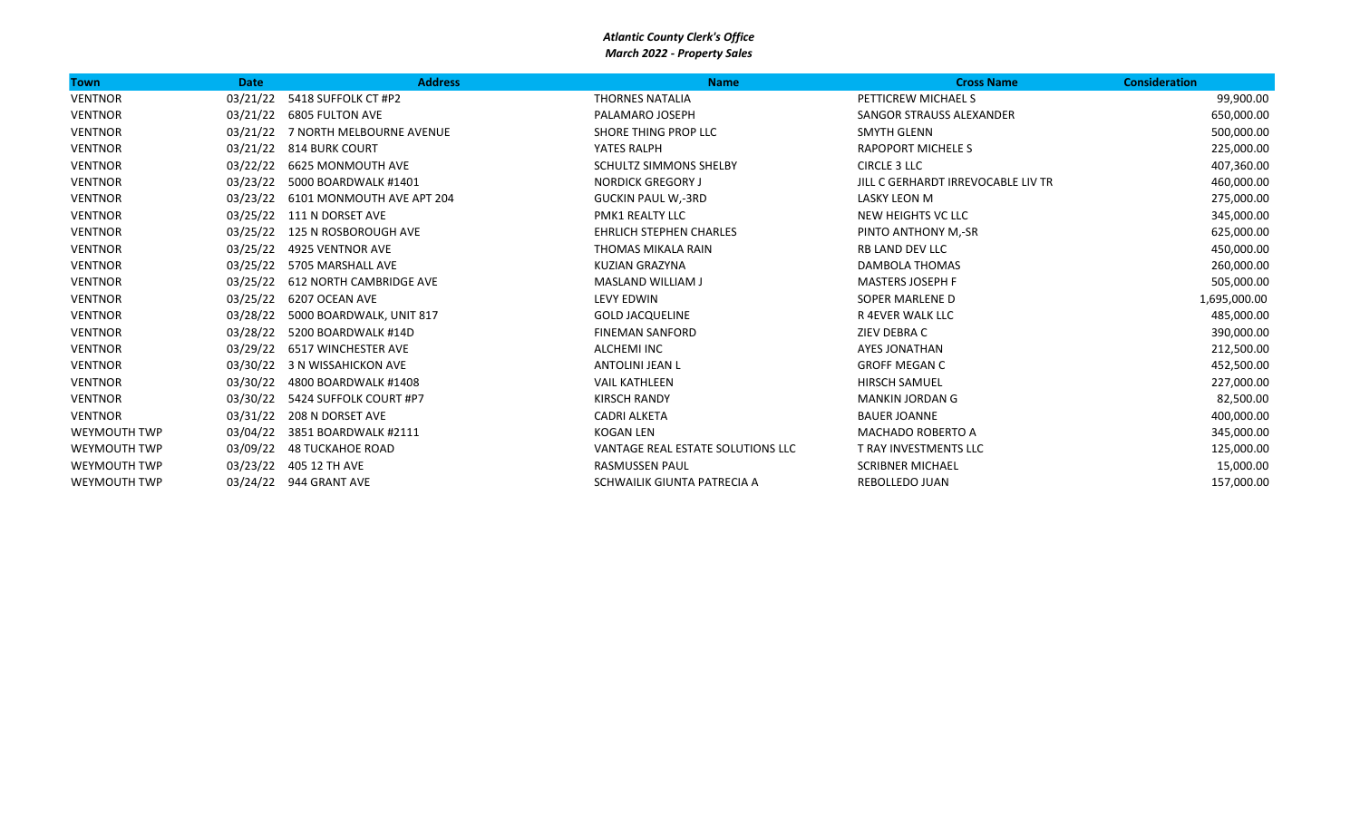***Atlantic County Clerk's Office***
***March 2022 - Property Sales***

| Town | Date | Address | Name | Cross Name | Consideration |
|---|---|---|---|---|---|
| VENTNOR | 03/21/22 | 5418 SUFFOLK CT #P2 | THORNES NATALIA | PETTICREW MICHAEL S | 99,900.00 |
| VENTNOR | 03/21/22 | 6805 FULTON AVE | PALAMARO JOSEPH | SANGOR STRAUSS ALEXANDER | 650,000.00 |
| VENTNOR | 03/21/22 | 7 NORTH MELBOURNE AVENUE | SHORE THING PROP LLC | SMYTH GLENN | 500,000.00 |
| VENTNOR | 03/21/22 | 814 BURK COURT | YATES RALPH | RAPOPORT MICHELE S | 225,000.00 |
| VENTNOR | 03/22/22 | 6625 MONMOUTH AVE | SCHULTZ SIMMONS SHELBY | CIRCLE 3 LLC | 407,360.00 |
| VENTNOR | 03/23/22 | 5000 BOARDWALK #1401 | NORDICK GREGORY J | JILL C GERHARDT IRREVOCABLE LIV TR | 460,000.00 |
| VENTNOR | 03/23/22 | 6101 MONMOUTH AVE APT 204 | GUCKIN PAUL W,-3RD | LASKY LEON M | 275,000.00 |
| VENTNOR | 03/25/22 | 111 N DORSET AVE | PMK1 REALTY LLC | NEW HEIGHTS VC LLC | 345,000.00 |
| VENTNOR | 03/25/22 | 125 N ROSBOROUGH AVE | EHRLICH STEPHEN CHARLES | PINTO ANTHONY M,-SR | 625,000.00 |
| VENTNOR | 03/25/22 | 4925 VENTNOR AVE | THOMAS MIKALA RAIN | RB LAND DEV LLC | 450,000.00 |
| VENTNOR | 03/25/22 | 5705 MARSHALL AVE | KUZIAN GRAZYNA | DAMBOLA THOMAS | 260,000.00 |
| VENTNOR | 03/25/22 | 612 NORTH CAMBRIDGE AVE | MASLAND WILLIAM J | MASTERS JOSEPH F | 505,000.00 |
| VENTNOR | 03/25/22 | 6207 OCEAN AVE | LEVY EDWIN | SOPER MARLENE D | 1,695,000.00 |
| VENTNOR | 03/28/22 | 5000 BOARDWALK, UNIT 817 | GOLD JACQUELINE | R 4EVER WALK LLC | 485,000.00 |
| VENTNOR | 03/28/22 | 5200 BOARDWALK #14D | FINEMAN SANFORD | ZIEV DEBRA C | 390,000.00 |
| VENTNOR | 03/29/22 | 6517 WINCHESTER AVE | ALCHEMI INC | AYES JONATHAN | 212,500.00 |
| VENTNOR | 03/30/22 | 3 N WISSAHICKON AVE | ANTOLINI JEAN L | GROFF MEGAN C | 452,500.00 |
| VENTNOR | 03/30/22 | 4800 BOARDWALK #1408 | VAIL KATHLEEN | HIRSCH SAMUEL | 227,000.00 |
| VENTNOR | 03/30/22 | 5424 SUFFOLK COURT #P7 | KIRSCH RANDY | MANKIN JORDAN G | 82,500.00 |
| VENTNOR | 03/31/22 | 208 N DORSET AVE | CADRI ALKETA | BAUER JOANNE | 400,000.00 |
| WEYMOUTH TWP | 03/04/22 | 3851 BOARDWALK #2111 | KOGAN LEN | MACHADO ROBERTO A | 345,000.00 |
| WEYMOUTH TWP | 03/09/22 | 48 TUCKAHOE ROAD | VANTAGE REAL ESTATE SOLUTIONS LLC | T RAY INVESTMENTS LLC | 125,000.00 |
| WEYMOUTH TWP | 03/23/22 | 405 12 TH AVE | RASMUSSEN PAUL | SCRIBNER MICHAEL | 15,000.00 |
| WEYMOUTH TWP | 03/24/22 | 944 GRANT AVE | SCHWAILIK GIUNTA PATRECIA A | REBOLLEDO JUAN | 157,000.00 |